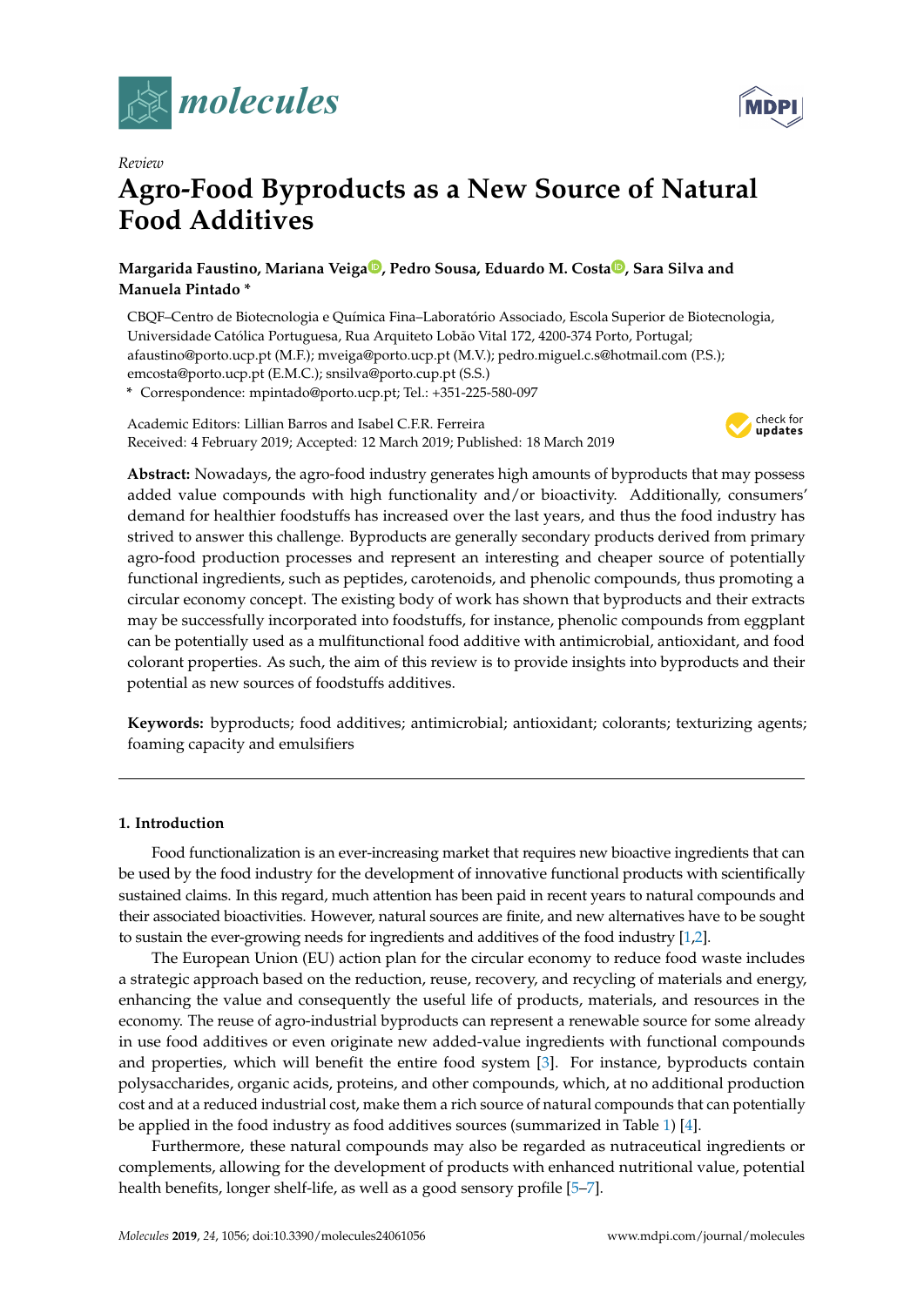*Review*

# Agro-Food Byproducts as a New Source of Natural Food Additives

**Margarida Faustino, Mariana Veiga, Pedro Sousa, Eduardo M. Costa, Sara Silva and Manuela Pintado ***

CBQF–Centro de Biotecnologia e Química Fina–Laboratório Associado, Escola Superior de Biotecnologia, Universidade Católica Portuguesa, Rua Arquiteto Lobão Vital 172, 4200-374 Porto, Portugal; afaustino@porto.ucp.pt (M.F.); mveiga@porto.ucp.pt (M.V.); pedro.miguel.c.s@hotmail.com (P.S.); emcosta@porto.ucp.pt (E.M.C.); snsilva@porto.cup.pt (S.S.)

\* Correspondence: mpintado@porto.ucp.pt; Tel.: +351-225-580-097

Academic Editors: Lillian Barros and Isabel C.F.R. Ferreira
Received: 4 February 2019; Accepted: 12 March 2019; Published: 18 March 2019

**Abstract:** Nowadays, the agro-food industry generates high amounts of byproducts that may possess added value compounds with high functionality and/or bioactivity. Additionally, consumers' demand for healthier foodstuffs has increased over the last years, and thus the food industry has strived to answer this challenge. Byproducts are generally secondary products derived from primary agro-food production processes and represent an interesting and cheaper source of potentially functional ingredients, such as peptides, carotenoids, and phenolic compounds, thus promoting a circular economy concept. The existing body of work has shown that byproducts and their extracts may be successfully incorporated into foodstuffs, for instance, phenolic compounds from eggplant can be potentially used as a multifunctional food additive with antimicrobial, antioxidant, and food colorant properties. As such, the aim of this review is to provide insights into byproducts and their potential as new sources of foodstuffs additives.

**Keywords:** byproducts; food additives; antimicrobial; antioxidant; colorants; texturizing agents; foaming capacity and emulsifiers

## 1. Introduction

Food functionalization is an ever-increasing market that requires new bioactive ingredients that can be used by the food industry for the development of innovative functional products with scientifically sustained claims. In this regard, much attention has been paid in recent years to natural compounds and their associated bioactivities. However, natural sources are finite, and new alternatives have to be sought to sustain the ever-growing needs for ingredients and additives of the food industry [1,2].

The European Union (EU) action plan for the circular economy to reduce food waste includes a strategic approach based on the reduction, reuse, recovery, and recycling of materials and energy, enhancing the value and consequently the useful life of products, materials, and resources in the economy. The reuse of agro-industrial byproducts can represent a renewable source for some already in use food additives or even originate new added-value ingredients with functional compounds and properties, which will benefit the entire food system [3]. For instance, byproducts contain polysaccharides, organic acids, proteins, and other compounds, which, at no additional production cost and at a reduced industrial cost, make them a rich source of natural compounds that can potentially be applied in the food industry as food additives sources (summarized in Table 1) [4].

Furthermore, these natural compounds may also be regarded as nutraceutical ingredients or complements, allowing for the development of products with enhanced nutritional value, potential health benefits, longer shelf-life, as well as a good sensory profile [5–7].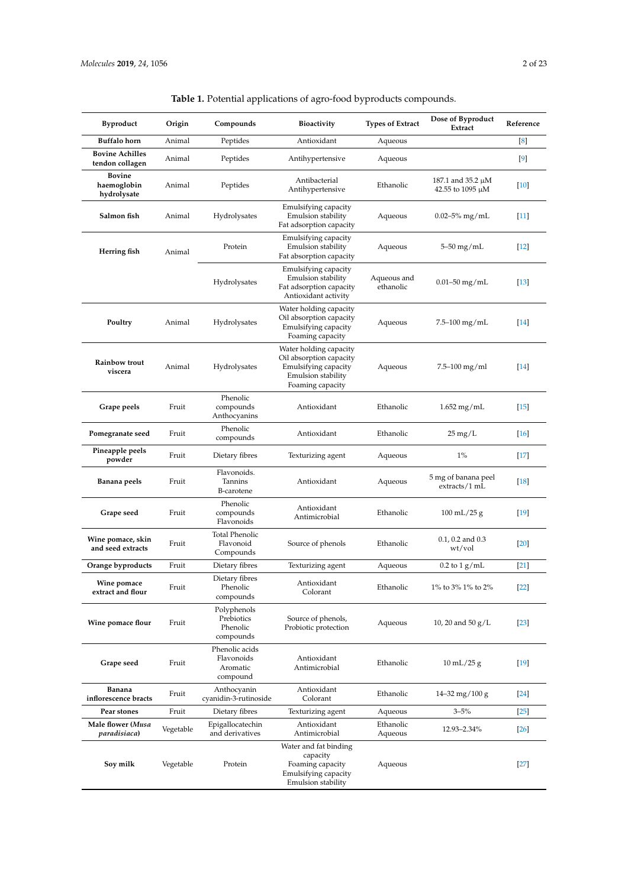**Table 1.** Potential applications of agro-food byproducts compounds.

| Byproduct | Origin | Compounds | Bioactivity | Types of Extract | Dose of Byproduct Extract | Reference |
|---|---|---|---|---|---|---|
| **Buffalo horn** | Animal | Peptides | Antioxidant | Aqueous | | [8] |
| **Bovine Achilles tendon collagen** | Animal | Peptides | Antihypertensive | Aqueous | | [9] |
| **Bovine haemoglobin hydrolysate** | Animal | Peptides | Antibacterial Antihypertensive | Ethanolic | 187.1 and 35.2 μM 42.55 to 1095 μM | [10] |
| **Salmon fish** | Animal | Hydrolysates | Emulsifying capacity Emulsion stability Fat adsorption capacity | Aqueous | 0.02–5% mg/mL | [11] |
| **Herring fish** | Animal | Protein | Emulsifying capacity Emulsion stability Fat absorption capacity | Aqueous | 5–50 mg/mL | [12] |
| | | Hydrolysates | Emulsifying capacity Emulsion stability Fat adsorption capacity Antioxidant activity | Aqueous and ethanolic | 0.01–50 mg/mL | [13] |
| **Poultry** | Animal | Hydrolysates | Water holding capacity Oil absorption capacity Emulsifying capacity Foaming capacity | Aqueous | 7.5–100 mg/mL | [14] |
| **Rainbow trout viscera** | Animal | Hydrolysates | Water holding capacity Oil absorption capacity Emulsifying capacity Emulsion stability Foaming capacity | Aqueous | 7.5–100 mg/ml | [14] |
| **Grape peels** | Fruit | Phenolic compounds Anthocyanins | Antioxidant | Ethanolic | 1.652 mg/mL | [15] |
| **Pomegranate seed** | Fruit | Phenolic compounds | Antioxidant | Ethanolic | 25 mg/L | [16] |
| **Pineapple peels powder** | Fruit | Dietary fibres | Texturizing agent | Aqueous | 1% | [17] |
| **Banana peels** | Fruit | Flavonoids. Tannins Β-carotene | Antioxidant | Aqueous | 5 mg of banana peel extracts/1 mL | [18] |
| **Grape seed** | Fruit | Phenolic compounds Flavonoids | Antioxidant Antimicrobial | Ethanolic | 100 mL/25 g | [19] |
| **Wine pomace, skin and seed extracts** | Fruit | Total Phenolic Flavonoid Compounds | Source of phenols | Ethanolic | 0.1, 0.2 and 0.3 wt/vol | [20] |
| **Orange byproducts** | Fruit | Dietary fibres | Texturizing agent | Aqueous | 0.2 to 1 g/mL | [21] |
| **Wine pomace extract and flour** | Fruit | Dietary fibres Phenolic compounds | Antioxidant Colorant | Ethanolic | 1% to 3% 1% to 2% | [22] |
| **Wine pomace flour** | Fruit | Polyphenols Prebiotics Phenolic compounds | Source of phenols, Probiotic protection | Aqueous | 10, 20 and 50 g/L | [23] |
| **Grape seed** | Fruit | Phenolic acids Flavonoids Aromatic compound | Antioxidant Antimicrobial | Ethanolic | 10 mL/25 g | [19] |
| **Banana inflorescence bracts** | Fruit | Anthocyanin cyanidin-3-rutinoside | Antioxidant Colorant | Ethanolic | 14–32 mg/100 g | [24] |
| **Pear stones** | Fruit | Dietary fibres | Texturizing agent | Aqueous | 3–5% | [25] |
| **Male flower (*Musa paradisiaca*)** | Vegetable | Epigallocatechin and derivatives | Antioxidant Antimicrobial | Ethanolic Aqueous | 12.93–2.34% | [26] |
| **Soy milk** | Vegetable | Protein | Water and fat binding capacity Foaming capacity Emulsifying capacity Emulsion stability | Aqueous | | [27] |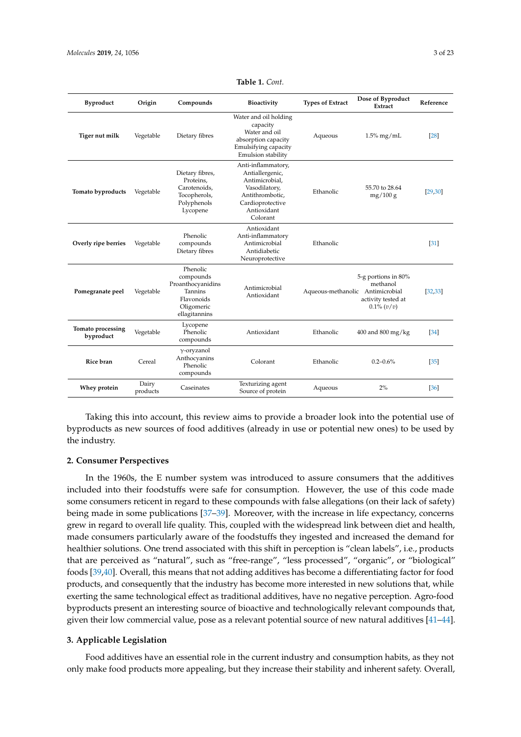**Table 1.** *Cont.*

| Byproduct | Origin | Compounds | Bioactivity | Types of Extract | Dose of Byproduct Extract | Reference |
| --- | --- | --- | --- | --- | --- | --- |
| **Tiger nut milk** | Vegetable | Dietary fibres | Water and oil holding capacity Water and oil absorption capacity Emulsifying capacity Emulsion stability | Aqueous | 1.5% mg/mL | [28] |
| **Tomato byproducts** | Vegetable | Dietary fibres, Proteins, Carotenoids, Tocopherols, Polyphenols Lycopene | Anti-inflammatory, Antiallergenic, Antimicrobial, Vasodilatory, Antithrombotic, Cardioprotective Antioxidant Colorant | Ethanolic | 55.70 to 28.64 mg/100 g | [29,30] |
| **Overly ripe berries** | Vegetable | Phenolic compounds Dietary fibres | Antioxidant Anti-inflammatory Antimicrobial Antidiabetic Neuroprotective | Ethanolic | | [31] |
| **Pomegranate peel** | Vegetable | Phenolic compounds Proanthocyanidins Tannins Flavonoids Oligomeric ellagitannins | Antimicrobial Antioxidant | Aqueous-methanolic | 5-g portions in 80% methanol Antimicrobial activity tested at 0.1% (*v*/*v*) | [32,33] |
| **Tomato processing byproduct** | Vegetable | Lycopene Phenolic compounds | Antioxidant | Ethanolic | 400 and 800 mg/kg | [34] |
| **Rice bran** | Cereal | γ-oryzanol Anthocyanins Phenolic compounds | Colorant | Ethanolic | 0.2–0.6% | [35] |
| **Whey protein** | Dairy products | Caseinates | Texturizing agent Source of protein | Aqueous | 2% | [36] |

Taking this into account, this review aims to provide a broader look into the potential use of byproducts as new sources of food additives (already in use or potential new ones) to be used by the industry.

## 2. Consumer Perspectives

In the 1960s, the E number system was introduced to assure consumers that the additives included into their foodstuffs were safe for consumption. However, the use of this code made some consumers reticent in regard to these compounds with false allegations (on their lack of safety) being made in some publications [37–39]. Moreover, with the increase in life expectancy, concerns grew in regard to overall life quality. This, coupled with the widespread link between diet and health, made consumers particularly aware of the foodstuffs they ingested and increased the demand for healthier solutions. One trend associated with this shift in perception is "clean labels", i.e., products that are perceived as "natural", such as "free-range", "less processed", "organic", or "biological" foods [39,40]. Overall, this means that not adding additives has become a differentiating factor for food products, and consequently that the industry has become more interested in new solutions that, while exerting the same technological effect as traditional additives, have no negative perception. Agro-food byproducts present an interesting source of bioactive and technologically relevant compounds that, given their low commercial value, pose as a relevant potential source of new natural additives [41–44].

## 3. Applicable Legislation

Food additives have an essential role in the current industry and consumption habits, as they not only make food products more appealing, but they increase their stability and inherent safety. Overall,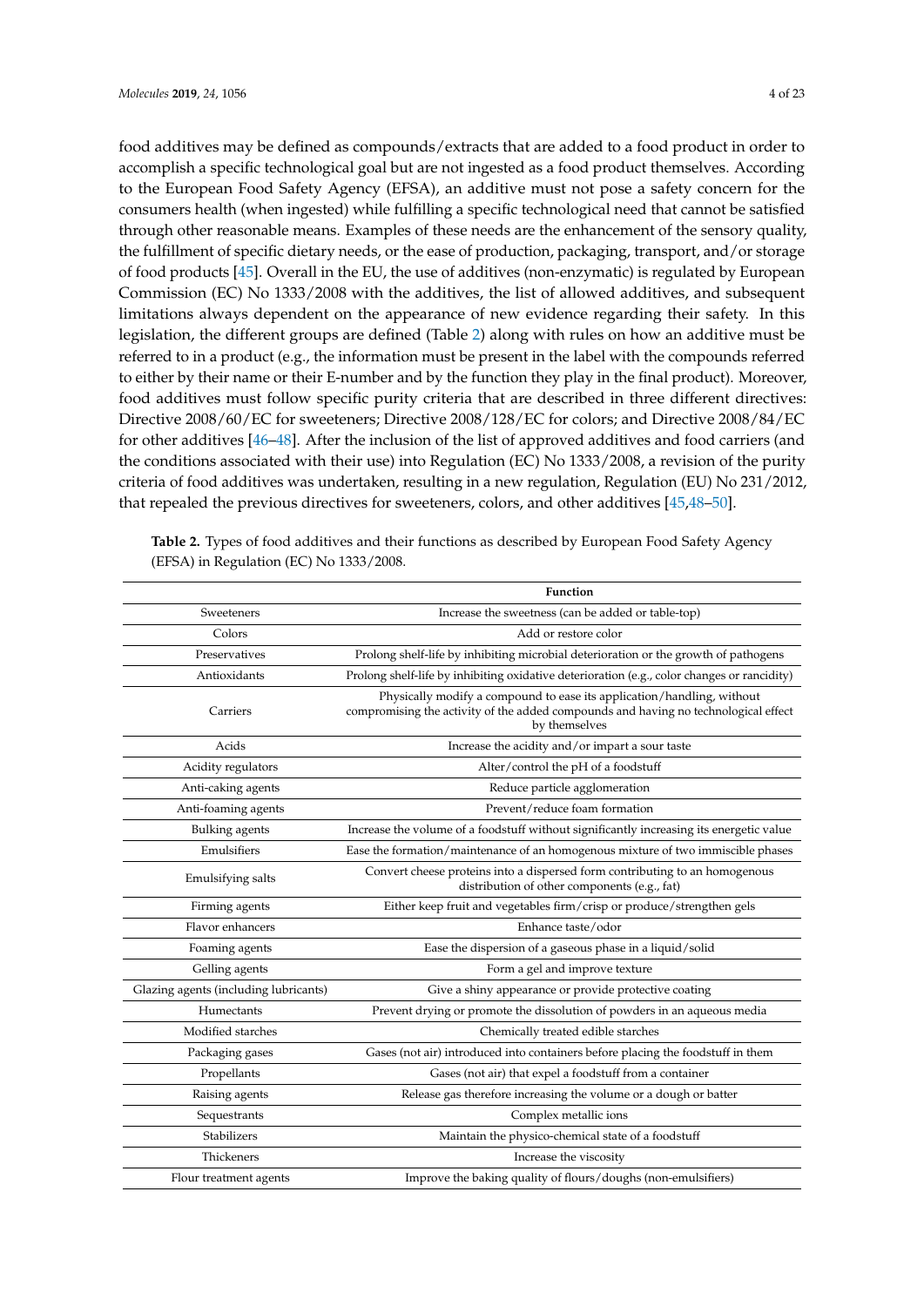food additives may be defined as compounds/extracts that are added to a food product in order to accomplish a specific technological goal but are not ingested as a food product themselves. According to the European Food Safety Agency (EFSA), an additive must not pose a safety concern for the consumers health (when ingested) while fulfilling a specific technological need that cannot be satisfied through other reasonable means. Examples of these needs are the enhancement of the sensory quality, the fulfillment of specific dietary needs, or the ease of production, packaging, transport, and/or storage of food products [45]. Overall in the EU, the use of additives (non-enzymatic) is regulated by European Commission (EC) No 1333/2008 with the additives, the list of allowed additives, and subsequent limitations always dependent on the appearance of new evidence regarding their safety. In this legislation, the different groups are defined (Table 2) along with rules on how an additive must be referred to in a product (e.g., the information must be present in the label with the compounds referred to either by their name or their E-number and by the function they play in the final product). Moreover, food additives must follow specific purity criteria that are described in three different directives: Directive 2008/60/EC for sweeteners; Directive 2008/128/EC for colors; and Directive 2008/84/EC for other additives [46–48]. After the inclusion of the list of approved additives and food carriers (and the conditions associated with their use) into Regulation (EC) No 1333/2008, a revision of the purity criteria of food additives was undertaken, resulting in a new regulation, Regulation (EU) No 231/2012, that repealed the previous directives for sweeteners, colors, and other additives [45,48–50].

**Table 2.** Types of food additives and their functions as described by European Food Safety Agency (EFSA) in Regulation (EC) No 1333/2008.

| | **Function** |
|---|---|
| Sweeteners | Increase the sweetness (can be added or table-top) |
| Colors | Add or restore color |
| Preservatives | Prolong shelf-life by inhibiting microbial deterioration or the growth of pathogens |
| Antioxidants | Prolong shelf-life by inhibiting oxidative deterioration (e.g., color changes or rancidity) |
| Carriers | Physically modify a compound to ease its application/handling, without compromising the activity of the added compounds and having no technological effect by themselves |
| Acids | Increase the acidity and/or impart a sour taste |
| Acidity regulators | Alter/control the pH of a foodstuff |
| Anti-caking agents | Reduce particle agglomeration |
| Anti-foaming agents | Prevent/reduce foam formation |
| Bulking agents | Increase the volume of a foodstuff without significantly increasing its energetic value |
| Emulsifiers | Ease the formation/maintenance of an homogenous mixture of two immiscible phases |
| Emulsifying salts | Convert cheese proteins into a dispersed form contributing to an homogenous distribution of other components (e.g., fat) |
| Firming agents | Either keep fruit and vegetables firm/crisp or produce/strengthen gels |
| Flavor enhancers | Enhance taste/odor |
| Foaming agents | Ease the dispersion of a gaseous phase in a liquid/solid |
| Gelling agents | Form a gel and improve texture |
| Glazing agents (including lubricants) | Give a shiny appearance or provide protective coating |
| Humectants | Prevent drying or promote the dissolution of powders in an aqueous media |
| Modified starches | Chemically treated edible starches |
| Packaging gases | Gases (not air) introduced into containers before placing the foodstuff in them |
| Propellants | Gases (not air) that expel a foodstuff from a container |
| Raising agents | Release gas therefore increasing the volume or a dough or batter |
| Sequestrants | Complex metallic ions |
| Stabilizers | Maintain the physico-chemical state of a foodstuff |
| Thickeners | Increase the viscosity |
| Flour treatment agents | Improve the baking quality of flours/doughs (non-emulsifiers) |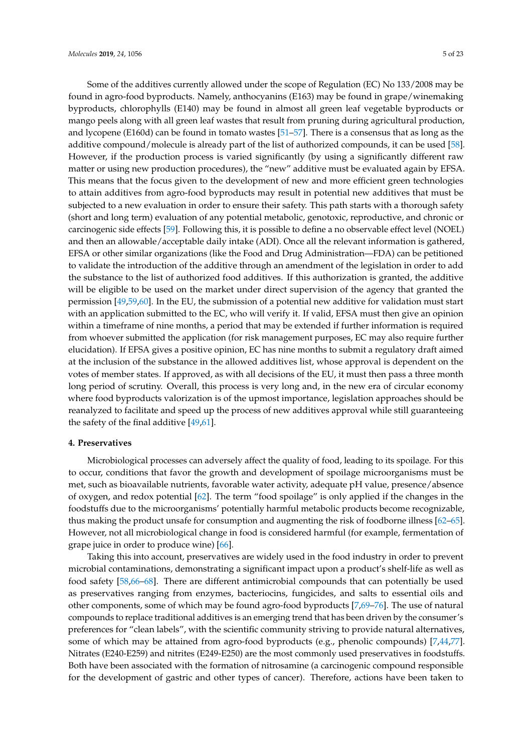Some of the additives currently allowed under the scope of Regulation (EC) No 133/2008 may be found in agro-food byproducts. Namely, anthocyanins (E163) may be found in grape/winemaking byproducts, chlorophylls (E140) may be found in almost all green leaf vegetable byproducts or mango peels along with all green leaf wastes that result from pruning during agricultural production, and lycopene (E160d) can be found in tomato wastes [51–57]. There is a consensus that as long as the additive compound/molecule is already part of the list of authorized compounds, it can be used [58]. However, if the production process is varied significantly (by using a significantly different raw matter or using new production procedures), the "new" additive must be evaluated again by EFSA. This means that the focus given to the development of new and more efficient green technologies to attain additives from agro-food byproducts may result in potential new additives that must be subjected to a new evaluation in order to ensure their safety. This path starts with a thorough safety (short and long term) evaluation of any potential metabolic, genotoxic, reproductive, and chronic or carcinogenic side effects [59]. Following this, it is possible to define a no observable effect level (NOEL) and then an allowable/acceptable daily intake (ADI). Once all the relevant information is gathered, EFSA or other similar organizations (like the Food and Drug Administration—FDA) can be petitioned to validate the introduction of the additive through an amendment of the legislation in order to add the substance to the list of authorized food additives. If this authorization is granted, the additive will be eligible to be used on the market under direct supervision of the agency that granted the permission [49,59,60]. In the EU, the submission of a potential new additive for validation must start with an application submitted to the EC, who will verify it. If valid, EFSA must then give an opinion within a timeframe of nine months, a period that may be extended if further information is required from whoever submitted the application (for risk management purposes, EC may also require further elucidation). If EFSA gives a positive opinion, EC has nine months to submit a regulatory draft aimed at the inclusion of the substance in the allowed additives list, whose approval is dependent on the votes of member states. If approved, as with all decisions of the EU, it must then pass a three month long period of scrutiny. Overall, this process is very long and, in the new era of circular economy where food byproducts valorization is of the upmost importance, legislation approaches should be reanalyzed to facilitate and speed up the process of new additives approval while still guaranteeing the safety of the final additive [49,61].

## 4. Preservatives

Microbiological processes can adversely affect the quality of food, leading to its spoilage. For this to occur, conditions that favor the growth and development of spoilage microorganisms must be met, such as bioavailable nutrients, favorable water activity, adequate pH value, presence/absence of oxygen, and redox potential [62]. The term "food spoilage" is only applied if the changes in the foodstuffs due to the microorganisms' potentially harmful metabolic products become recognizable, thus making the product unsafe for consumption and augmenting the risk of foodborne illness [62–65]. However, not all microbiological change in food is considered harmful (for example, fermentation of grape juice in order to produce wine) [66].

Taking this into account, preservatives are widely used in the food industry in order to prevent microbial contaminations, demonstrating a significant impact upon a product's shelf-life as well as food safety [58,66–68]. There are different antimicrobial compounds that can potentially be used as preservatives ranging from enzymes, bacteriocins, fungicides, and salts to essential oils and other components, some of which may be found agro-food byproducts [7,69–76]. The use of natural compounds to replace traditional additives is an emerging trend that has been driven by the consumer's preferences for "clean labels", with the scientific community striving to provide natural alternatives, some of which may be attained from agro-food byproducts (e.g., phenolic compounds) [7,44,77]. Nitrates (E240-E259) and nitrites (E249-E250) are the most commonly used preservatives in foodstuffs. Both have been associated with the formation of nitrosamine (a carcinogenic compound responsible for the development of gastric and other types of cancer). Therefore, actions have been taken to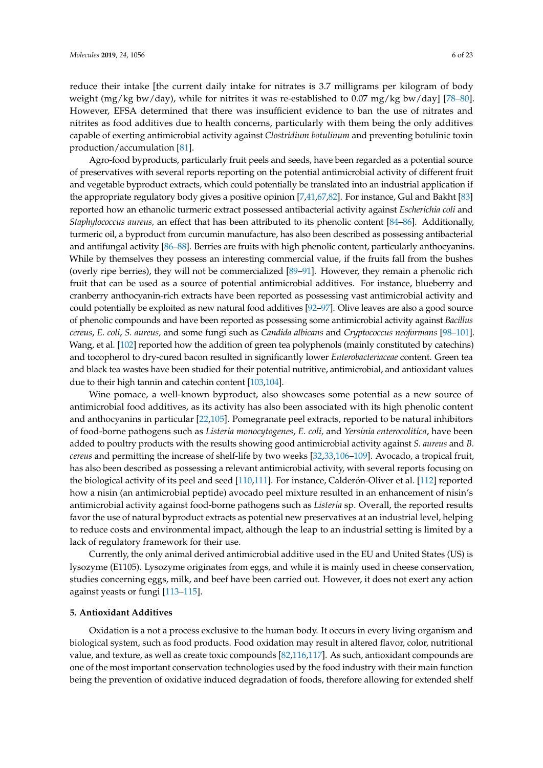reduce their intake [the current daily intake for nitrates is 3.7 milligrams per kilogram of body weight (mg/kg bw/day), while for nitrites it was re-established to 0.07 mg/kg bw/day] [78–80]. However, EFSA determined that there was insufficient evidence to ban the use of nitrates and nitrites as food additives due to health concerns, particularly with them being the only additives capable of exerting antimicrobial activity against *Clostridium botulinum* and preventing botulinic toxin production/accumulation [81].

Agro-food byproducts, particularly fruit peels and seeds, have been regarded as a potential source of preservatives with several reports reporting on the potential antimicrobial activity of different fruit and vegetable byproduct extracts, which could potentially be translated into an industrial application if the appropriate regulatory body gives a positive opinion [7,41,67,82]. For instance, Gul and Bakht [83] reported how an ethanolic turmeric extract possessed antibacterial activity against *Escherichia coli* and *Staphylococcus aureus,* an effect that has been attributed to its phenolic content [84–86]. Additionally, turmeric oil, a byproduct from curcumin manufacture, has also been described as possessing antibacterial and antifungal activity [86–88]. Berries are fruits with high phenolic content, particularly anthocyanins. While by themselves they possess an interesting commercial value, if the fruits fall from the bushes (overly ripe berries), they will not be commercialized [89–91]. However, they remain a phenolic rich fruit that can be used as a source of potential antimicrobial additives. For instance, blueberry and cranberry anthocyanin-rich extracts have been reported as possessing vast antimicrobial activity and could potentially be exploited as new natural food additives [92–97]. Olive leaves are also a good source of phenolic compounds and have been reported as possessing some antimicrobial activity against *Bacillus cereus*, *E. coli*, *S. aureus,* and some fungi such as *Candida albicans* and *Cryptococcus neoformans* [98–101]. Wang, et al. [102] reported how the addition of green tea polyphenols (mainly constituted by catechins) and tocopherol to dry-cured bacon resulted in significantly lower *Enterobacteriaceae* content. Green tea and black tea wastes have been studied for their potential nutritive, antimicrobial, and antioxidant values due to their high tannin and catechin content [103,104].

Wine pomace, a well-known byproduct, also showcases some potential as a new source of antimicrobial food additives, as its activity has also been associated with its high phenolic content and anthocyanins in particular [22,105]. Pomegranate peel extracts, reported to be natural inhibitors of food-borne pathogens such as *Listeria monocytogenes*, *E. coli,* and *Yersinia enterocolitica*, have been added to poultry products with the results showing good antimicrobial activity against *S. aureus* and *B. cereus* and permitting the increase of shelf-life by two weeks [32,33,106–109]. Avocado, a tropical fruit, has also been described as possessing a relevant antimicrobial activity, with several reports focusing on the biological activity of its peel and seed [110,111]. For instance, Calderón-Oliver et al. [112] reported how a nisin (an antimicrobial peptide) avocado peel mixture resulted in an enhancement of nisin's antimicrobial activity against food-borne pathogens such as *Listeria* sp. Overall, the reported results favor the use of natural byproduct extracts as potential new preservatives at an industrial level, helping to reduce costs and environmental impact, although the leap to an industrial setting is limited by a lack of regulatory framework for their use.

Currently, the only animal derived antimicrobial additive used in the EU and United States (US) is lysozyme (E1105). Lysozyme originates from eggs, and while it is mainly used in cheese conservation, studies concerning eggs, milk, and beef have been carried out. However, it does not exert any action against yeasts or fungi [113–115].

## 5. Antioxidant Additives

Oxidation is a not a process exclusive to the human body. It occurs in every living organism and biological system, such as food products. Food oxidation may result in altered flavor, color, nutritional value, and texture, as well as create toxic compounds [82,116,117]. As such, antioxidant compounds are one of the most important conservation technologies used by the food industry with their main function being the prevention of oxidative induced degradation of foods, therefore allowing for extended shelf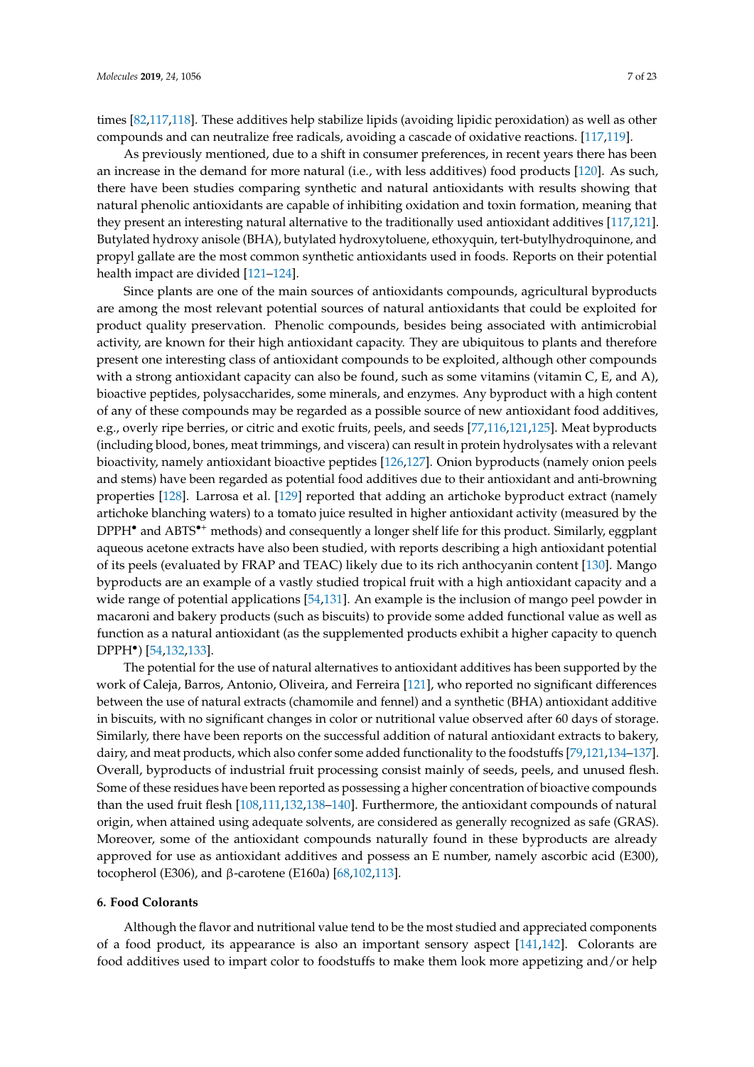times [82,117,118]. These additives help stabilize lipids (avoiding lipidic peroxidation) as well as other compounds and can neutralize free radicals, avoiding a cascade of oxidative reactions. [117,119].

As previously mentioned, due to a shift in consumer preferences, in recent years there has been an increase in the demand for more natural (i.e., with less additives) food products [120]. As such, there have been studies comparing synthetic and natural antioxidants with results showing that natural phenolic antioxidants are capable of inhibiting oxidation and toxin formation, meaning that they present an interesting natural alternative to the traditionally used antioxidant additives [117,121]. Butylated hydroxy anisole (BHA), butylated hydroxytoluene, ethoxyquin, tert-butylhydroquinone, and propyl gallate are the most common synthetic antioxidants used in foods. Reports on their potential health impact are divided [121–124].

Since plants are one of the main sources of antioxidants compounds, agricultural byproducts are among the most relevant potential sources of natural antioxidants that could be exploited for product quality preservation. Phenolic compounds, besides being associated with antimicrobial activity, are known for their high antioxidant capacity. They are ubiquitous to plants and therefore present one interesting class of antioxidant compounds to be exploited, although other compounds with a strong antioxidant capacity can also be found, such as some vitamins (vitamin C, E, and A), bioactive peptides, polysaccharides, some minerals, and enzymes. Any byproduct with a high content of any of these compounds may be regarded as a possible source of new antioxidant food additives, e.g., overly ripe berries, or citric and exotic fruits, peels, and seeds [77,116,121,125]. Meat byproducts (including blood, bones, meat trimmings, and viscera) can result in protein hydrolysates with a relevant bioactivity, namely antioxidant bioactive peptides [126,127]. Onion byproducts (namely onion peels and stems) have been regarded as potential food additives due to their antioxidant and anti-browning properties [128]. Larrosa et al. [129] reported that adding an artichoke byproduct extract (namely artichoke blanching waters) to a tomato juice resulted in higher antioxidant activity (measured by the $DPPH^{\bullet}$ and $ABTS^{\bullet+}$ methods) and consequently a longer shelf life for this product. Similarly, eggplant aqueous acetone extracts have also been studied, with reports describing a high antioxidant potential of its peels (evaluated by FRAP and TEAC) likely due to its rich anthocyanin content [130]. Mango byproducts are an example of a vastly studied tropical fruit with a high antioxidant capacity and a wide range of potential applications [54,131]. An example is the inclusion of mango peel powder in macaroni and bakery products (such as biscuits) to provide some added functional value as well as function as a natural antioxidant (as the supplemented products exhibit a higher capacity to quench $DPPH^{\bullet}$) [54,132,133].

The potential for the use of natural alternatives to antioxidant additives has been supported by the work of Caleja, Barros, Antonio, Oliveira, and Ferreira [121], who reported no significant differences between the use of natural extracts (chamomile and fennel) and a synthetic (BHA) antioxidant additive in biscuits, with no significant changes in color or nutritional value observed after 60 days of storage. Similarly, there have been reports on the successful addition of natural antioxidant extracts to bakery, dairy, and meat products, which also confer some added functionality to the foodstuffs [79,121,134–137]. Overall, byproducts of industrial fruit processing consist mainly of seeds, peels, and unused flesh. Some of these residues have been reported as possessing a higher concentration of bioactive compounds than the used fruit flesh [108,111,132,138–140]. Furthermore, the antioxidant compounds of natural origin, when attained using adequate solvents, are considered as generally recognized as safe (GRAS). Moreover, some of the antioxidant compounds naturally found in these byproducts are already approved for use as antioxidant additives and possess an E number, namely ascorbic acid (E300), tocopherol (E306), and β-carotene (E160a) [68,102,113].

## 6. Food Colorants

Although the flavor and nutritional value tend to be the most studied and appreciated components of a food product, its appearance is also an important sensory aspect [141,142]. Colorants are food additives used to impart color to foodstuffs to make them look more appetizing and/or help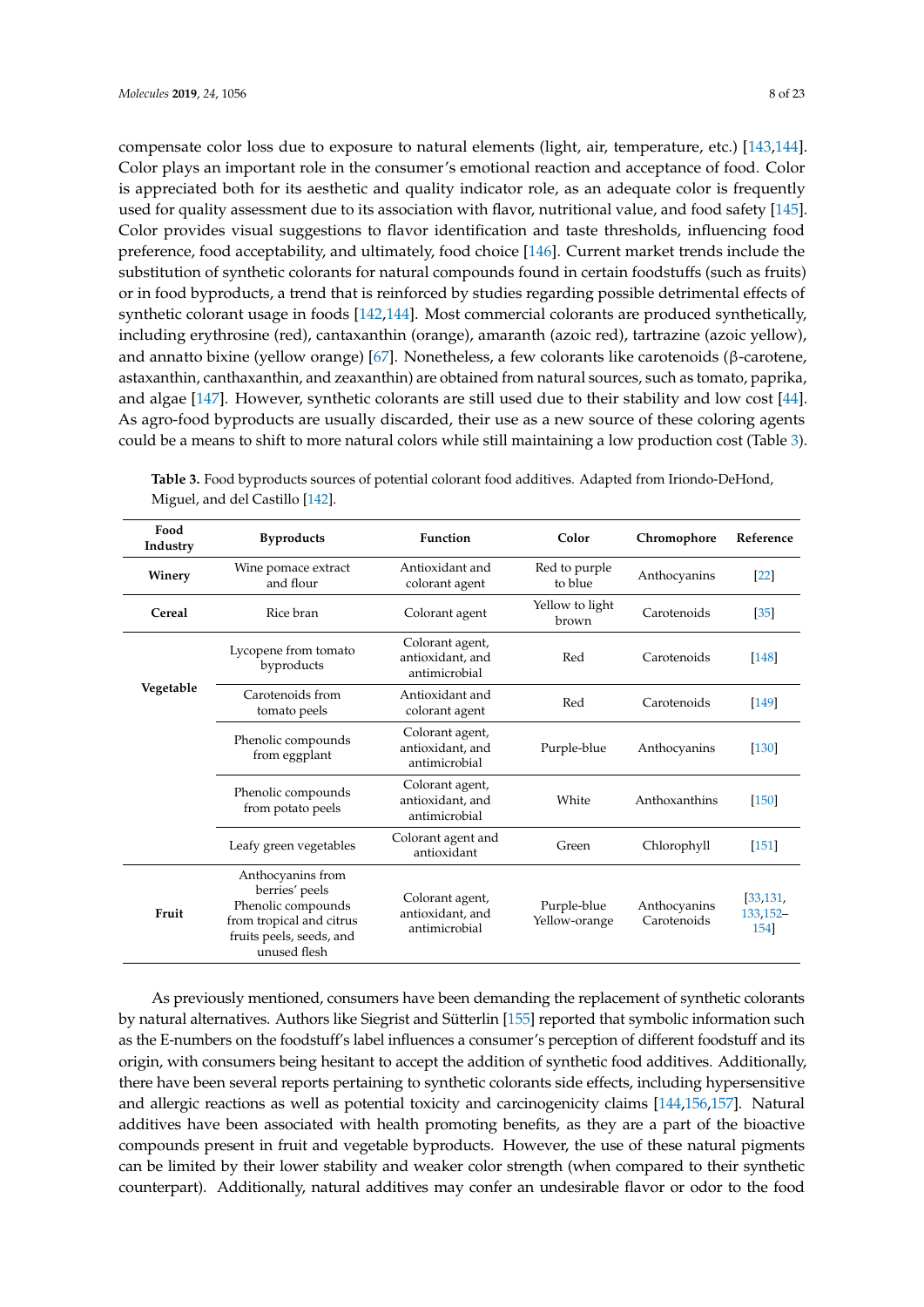compensate color loss due to exposure to natural elements (light, air, temperature, etc.) [143,144]. Color plays an important role in the consumer's emotional reaction and acceptance of food. Color is appreciated both for its aesthetic and quality indicator role, as an adequate color is frequently used for quality assessment due to its association with flavor, nutritional value, and food safety [145]. Color provides visual suggestions to flavor identification and taste thresholds, influencing food preference, food acceptability, and ultimately, food choice [146]. Current market trends include the substitution of synthetic colorants for natural compounds found in certain foodstuffs (such as fruits) or in food byproducts, a trend that is reinforced by studies regarding possible detrimental effects of synthetic colorant usage in foods [142,144]. Most commercial colorants are produced synthetically, including erythrosine (red), cantaxanthin (orange), amaranth (azoic red), tartrazine (azoic yellow), and annatto bixine (yellow orange) [67]. Nonetheless, a few colorants like carotenoids (β-carotene, astaxanthin, canthaxanthin, and zeaxanthin) are obtained from natural sources, such as tomato, paprika, and algae [147]. However, synthetic colorants are still used due to their stability and low cost [44]. As agro-food byproducts are usually discarded, their use as a new source of these coloring agents could be a means to shift to more natural colors while still maintaining a low production cost (Table 3).

**Table 3.** Food byproducts sources of potential colorant food additives. Adapted from Iriondo-DeHond, Miguel, and del Castillo [142].

| Food Industry | Byproducts | Function | Color | Chromophore | Reference |
|---|---|---|---|---|---|
| **Winery** | Wine pomace extract and flour | Antioxidant and colorant agent | Red to purple to blue | Anthocyanins | [22] |
| **Cereal** | Rice bran | Colorant agent | Yellow to light brown | Carotenoids | [35] |
| **Vegetable** | Lycopene from tomato byproducts | Colorant agent, antioxidant, and antimicrobial | Red | Carotenoids | [148] |
| | Carotenoids from tomato peels | Antioxidant and colorant agent | Red | Carotenoids | [149] |
| | Phenolic compounds from eggplant | Colorant agent, antioxidant, and antimicrobial | Purple-blue | Anthocyanins | [130] |
| | Phenolic compounds from potato peels | Colorant agent, antioxidant, and antimicrobial | White | Anthoxanthins | [150] |
| | Leafy green vegetables | Colorant agent and antioxidant | Green | Chlorophyll | [151] |
| **Fruit** | Anthocyanins from berries' peels Phenolic compounds from tropical and citrus fruits peels, seeds, and unused flesh | Colorant agent, antioxidant, and antimicrobial | Purple-blue Yellow-orange | Anthocyanins Carotenoids | [33,131,133,152–154] |

As previously mentioned, consumers have been demanding the replacement of synthetic colorants by natural alternatives. Authors like Siegrist and Sütterlin [155] reported that symbolic information such as the E-numbers on the foodstuff's label influences a consumer's perception of different foodstuff and its origin, with consumers being hesitant to accept the addition of synthetic food additives. Additionally, there have been several reports pertaining to synthetic colorants side effects, including hypersensitive and allergic reactions as well as potential toxicity and carcinogenicity claims [144,156,157]. Natural additives have been associated with health promoting benefits, as they are a part of the bioactive compounds present in fruit and vegetable byproducts. However, the use of these natural pigments can be limited by their lower stability and weaker color strength (when compared to their synthetic counterpart). Additionally, natural additives may confer an undesirable flavor or odor to the food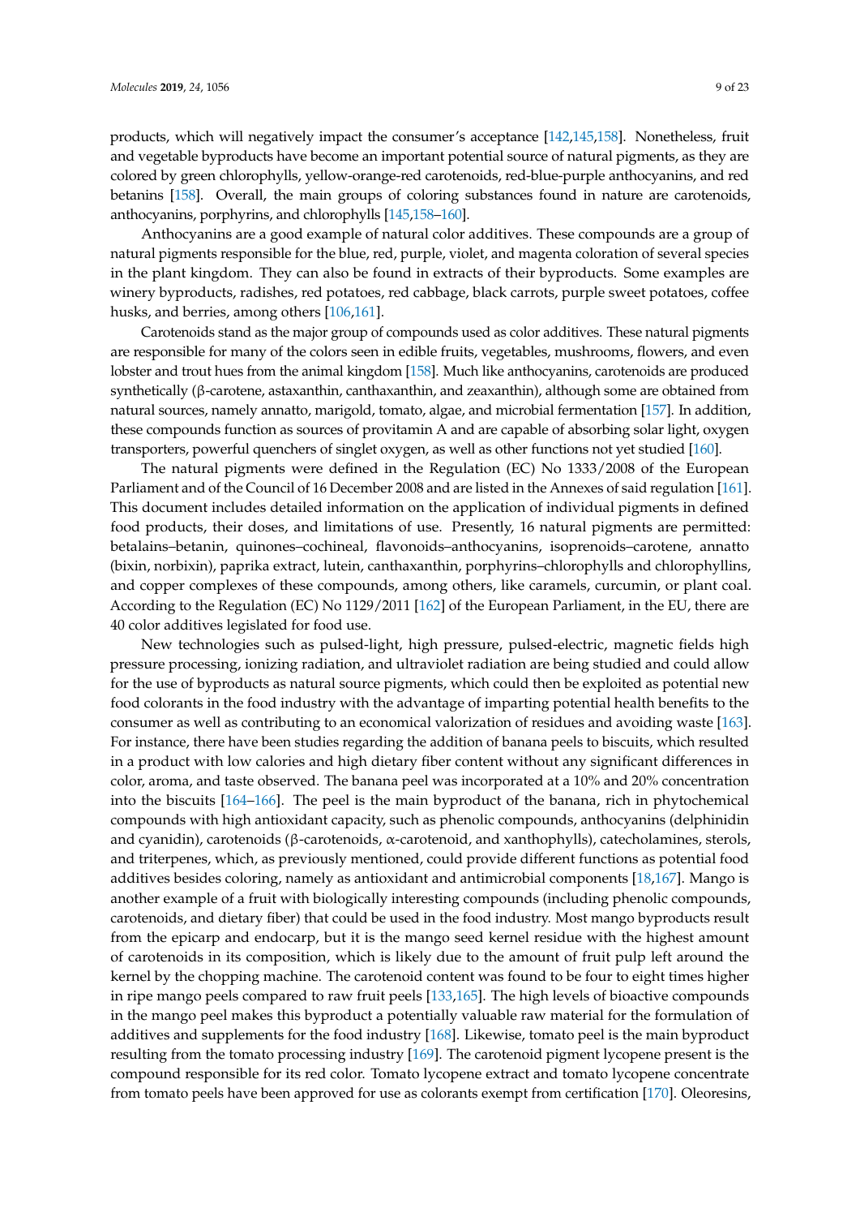products, which will negatively impact the consumer's acceptance [142,145,158]. Nonetheless, fruit and vegetable byproducts have become an important potential source of natural pigments, as they are colored by green chlorophylls, yellow-orange-red carotenoids, red-blue-purple anthocyanins, and red betanins [158]. Overall, the main groups of coloring substances found in nature are carotenoids, anthocyanins, porphyrins, and chlorophylls [145,158–160].

Anthocyanins are a good example of natural color additives. These compounds are a group of natural pigments responsible for the blue, red, purple, violet, and magenta coloration of several species in the plant kingdom. They can also be found in extracts of their byproducts. Some examples are winery byproducts, radishes, red potatoes, red cabbage, black carrots, purple sweet potatoes, coffee husks, and berries, among others [106,161].

Carotenoids stand as the major group of compounds used as color additives. These natural pigments are responsible for many of the colors seen in edible fruits, vegetables, mushrooms, flowers, and even lobster and trout hues from the animal kingdom [158]. Much like anthocyanins, carotenoids are produced synthetically (β-carotene, astaxanthin, canthaxanthin, and zeaxanthin), although some are obtained from natural sources, namely annatto, marigold, tomato, algae, and microbial fermentation [157]. In addition, these compounds function as sources of provitamin A and are capable of absorbing solar light, oxygen transporters, powerful quenchers of singlet oxygen, as well as other functions not yet studied [160].

The natural pigments were defined in the Regulation (EC) No 1333/2008 of the European Parliament and of the Council of 16 December 2008 and are listed in the Annexes of said regulation [161]. This document includes detailed information on the application of individual pigments in defined food products, their doses, and limitations of use. Presently, 16 natural pigments are permitted: betalains–betanin, quinones–cochineal, flavonoids–anthocyanins, isoprenoids–carotene, annatto (bixin, norbixin), paprika extract, lutein, canthaxanthin, porphyrins–chlorophylls and chlorophyllins, and copper complexes of these compounds, among others, like caramels, curcumin, or plant coal. According to the Regulation (EC) No 1129/2011 [162] of the European Parliament, in the EU, there are 40 color additives legislated for food use.

New technologies such as pulsed-light, high pressure, pulsed-electric, magnetic fields high pressure processing, ionizing radiation, and ultraviolet radiation are being studied and could allow for the use of byproducts as natural source pigments, which could then be exploited as potential new food colorants in the food industry with the advantage of imparting potential health benefits to the consumer as well as contributing to an economical valorization of residues and avoiding waste [163]. For instance, there have been studies regarding the addition of banana peels to biscuits, which resulted in a product with low calories and high dietary fiber content without any significant differences in color, aroma, and taste observed. The banana peel was incorporated at a 10% and 20% concentration into the biscuits [164–166]. The peel is the main byproduct of the banana, rich in phytochemical compounds with high antioxidant capacity, such as phenolic compounds, anthocyanins (delphinidin and cyanidin), carotenoids (β-carotenoids, α-carotenoid, and xanthophylls), catecholamines, sterols, and triterpenes, which, as previously mentioned, could provide different functions as potential food additives besides coloring, namely as antioxidant and antimicrobial components [18,167]. Mango is another example of a fruit with biologically interesting compounds (including phenolic compounds, carotenoids, and dietary fiber) that could be used in the food industry. Most mango byproducts result from the epicarp and endocarp, but it is the mango seed kernel residue with the highest amount of carotenoids in its composition, which is likely due to the amount of fruit pulp left around the kernel by the chopping machine. The carotenoid content was found to be four to eight times higher in ripe mango peels compared to raw fruit peels [133,165]. The high levels of bioactive compounds in the mango peel makes this byproduct a potentially valuable raw material for the formulation of additives and supplements for the food industry [168]. Likewise, tomato peel is the main byproduct resulting from the tomato processing industry [169]. The carotenoid pigment lycopene present is the compound responsible for its red color. Tomato lycopene extract and tomato lycopene concentrate from tomato peels have been approved for use as colorants exempt from certification [170]. Oleoresins,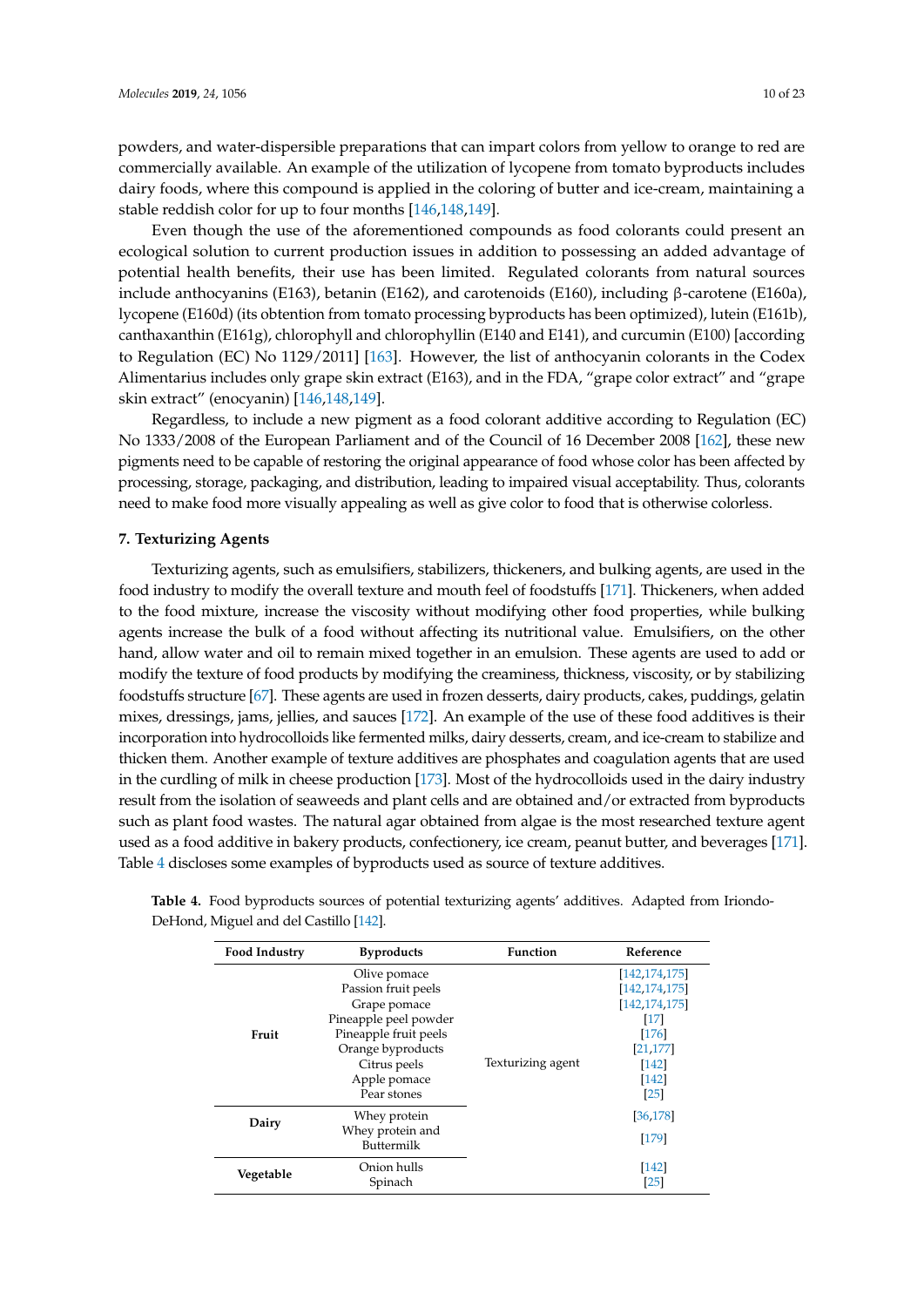powders, and water-dispersible preparations that can impart colors from yellow to orange to red are commercially available. An example of the utilization of lycopene from tomato byproducts includes dairy foods, where this compound is applied in the coloring of butter and ice-cream, maintaining a stable reddish color for up to four months [146,148,149].

Even though the use of the aforementioned compounds as food colorants could present an ecological solution to current production issues in addition to possessing an added advantage of potential health benefits, their use has been limited. Regulated colorants from natural sources include anthocyanins (E163), betanin (E162), and carotenoids (E160), including β-carotene (E160a), lycopene (E160d) (its obtention from tomato processing byproducts has been optimized), lutein (E161b), canthaxanthin (E161g), chlorophyll and chlorophyllin (E140 and E141), and curcumin (E100) [according to Regulation (EC) No 1129/2011] [163]. However, the list of anthocyanin colorants in the Codex Alimentarius includes only grape skin extract (E163), and in the FDA, "grape color extract" and "grape skin extract" (enocyanin) [146,148,149].

Regardless, to include a new pigment as a food colorant additive according to Regulation (EC) No 1333/2008 of the European Parliament and of the Council of 16 December 2008 [162], these new pigments need to be capable of restoring the original appearance of food whose color has been affected by processing, storage, packaging, and distribution, leading to impaired visual acceptability. Thus, colorants need to make food more visually appealing as well as give color to food that is otherwise colorless.

## 7. Texturizing Agents

Texturizing agents, such as emulsifiers, stabilizers, thickeners, and bulking agents, are used in the food industry to modify the overall texture and mouth feel of foodstuffs [171]. Thickeners, when added to the food mixture, increase the viscosity without modifying other food properties, while bulking agents increase the bulk of a food without affecting its nutritional value. Emulsifiers, on the other hand, allow water and oil to remain mixed together in an emulsion. These agents are used to add or modify the texture of food products by modifying the creaminess, thickness, viscosity, or by stabilizing foodstuffs structure [67]. These agents are used in frozen desserts, dairy products, cakes, puddings, gelatin mixes, dressings, jams, jellies, and sauces [172]. An example of the use of these food additives is their incorporation into hydrocolloids like fermented milks, dairy desserts, cream, and ice-cream to stabilize and thicken them. Another example of texture additives are phosphates and coagulation agents that are used in the curdling of milk in cheese production [173]. Most of the hydrocolloids used in the dairy industry result from the isolation of seaweeds and plant cells and are obtained and/or extracted from byproducts such as plant food wastes. The natural agar obtained from algae is the most researched texture agent used as a food additive in bakery products, confectionery, ice cream, peanut butter, and beverages [171]. Table 4 discloses some examples of byproducts used as source of texture additives.

**Table 4.** Food byproducts sources of potential texturizing agents' additives. Adapted from Iriondo-DeHond, Miguel and del Castillo [142].

| Food Industry | Byproducts | Function | Reference |
|---|---|---|---|
| **Fruit** | Olive pomace | Texturizing agent | [142,174,175] |
| | Passion fruit peels | | [142,174,175] |
| | Grape pomace | | [142,174,175] |
| | Pineapple peel powder | | [17] |
| | Pineapple fruit peels | | [176] |
| | Orange byproducts | | [21,177] |
| | Citrus peels | | [142] |
| | Apple pomace | | [142] |
| | Pear stones | | [25] |
| **Dairy** | Whey protein | | [36,178] |
| | Whey protein and Buttermilk | | [179] |
| **Vegetable** | Onion hulls | | [142] |
| | Spinach | | [25] |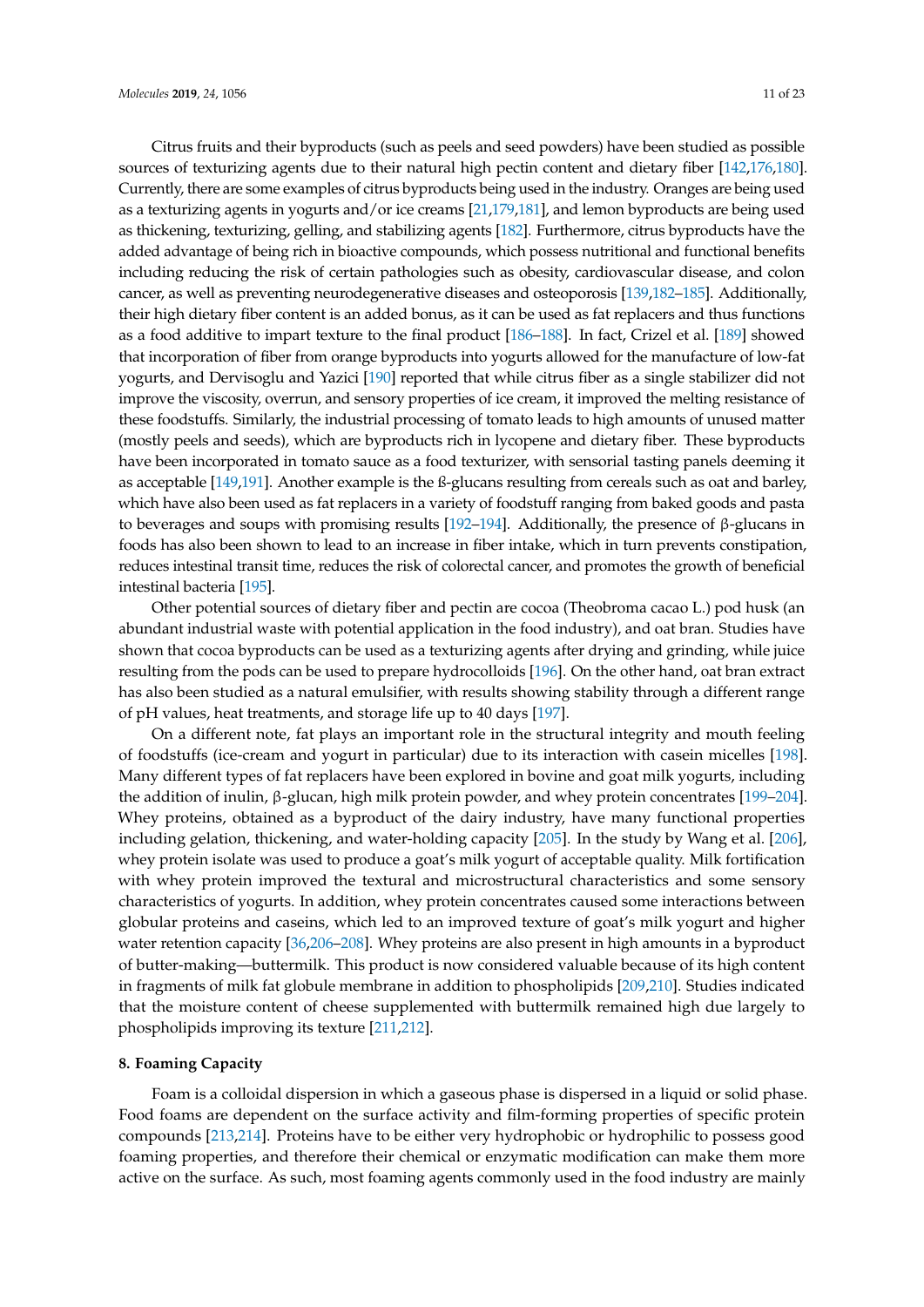Citrus fruits and their byproducts (such as peels and seed powders) have been studied as possible sources of texturizing agents due to their natural high pectin content and dietary fiber [142,176,180]. Currently, there are some examples of citrus byproducts being used in the industry. Oranges are being used as a texturizing agents in yogurts and/or ice creams [21,179,181], and lemon byproducts are being used as thickening, texturizing, gelling, and stabilizing agents [182]. Furthermore, citrus byproducts have the added advantage of being rich in bioactive compounds, which possess nutritional and functional benefits including reducing the risk of certain pathologies such as obesity, cardiovascular disease, and colon cancer, as well as preventing neurodegenerative diseases and osteoporosis [139,182–185]. Additionally, their high dietary fiber content is an added bonus, as it can be used as fat replacers and thus functions as a food additive to impart texture to the final product [186–188]. In fact, Crizel et al. [189] showed that incorporation of fiber from orange byproducts into yogurts allowed for the manufacture of low-fat yogurts, and Dervisoglu and Yazici [190] reported that while citrus fiber as a single stabilizer did not improve the viscosity, overrun, and sensory properties of ice cream, it improved the melting resistance of these foodstuffs. Similarly, the industrial processing of tomato leads to high amounts of unused matter (mostly peels and seeds), which are byproducts rich in lycopene and dietary fiber. These byproducts have been incorporated in tomato sauce as a food texturizer, with sensorial tasting panels deeming it as acceptable [149,191]. Another example is the ß-glucans resulting from cereals such as oat and barley, which have also been used as fat replacers in a variety of foodstuff ranging from baked goods and pasta to beverages and soups with promising results [192–194]. Additionally, the presence of β-glucans in foods has also been shown to lead to an increase in fiber intake, which in turn prevents constipation, reduces intestinal transit time, reduces the risk of colorectal cancer, and promotes the growth of beneficial intestinal bacteria [195].

Other potential sources of dietary fiber and pectin are cocoa (Theobroma cacao L.) pod husk (an abundant industrial waste with potential application in the food industry), and oat bran. Studies have shown that cocoa byproducts can be used as a texturizing agents after drying and grinding, while juice resulting from the pods can be used to prepare hydrocolloids [196]. On the other hand, oat bran extract has also been studied as a natural emulsifier, with results showing stability through a different range of pH values, heat treatments, and storage life up to 40 days [197].

On a different note, fat plays an important role in the structural integrity and mouth feeling of foodstuffs (ice-cream and yogurt in particular) due to its interaction with casein micelles [198]. Many different types of fat replacers have been explored in bovine and goat milk yogurts, including the addition of inulin, β-glucan, high milk protein powder, and whey protein concentrates [199–204]. Whey proteins, obtained as a byproduct of the dairy industry, have many functional properties including gelation, thickening, and water-holding capacity [205]. In the study by Wang et al. [206], whey protein isolate was used to produce a goat's milk yogurt of acceptable quality. Milk fortification with whey protein improved the textural and microstructural characteristics and some sensory characteristics of yogurts. In addition, whey protein concentrates caused some interactions between globular proteins and caseins, which led to an improved texture of goat's milk yogurt and higher water retention capacity [36,206–208]. Whey proteins are also present in high amounts in a byproduct of butter-making—buttermilk. This product is now considered valuable because of its high content in fragments of milk fat globule membrane in addition to phospholipids [209,210]. Studies indicated that the moisture content of cheese supplemented with buttermilk remained high due largely to phospholipids improving its texture [211,212].

## 8. Foaming Capacity

Foam is a colloidal dispersion in which a gaseous phase is dispersed in a liquid or solid phase. Food foams are dependent on the surface activity and film-forming properties of specific protein compounds [213,214]. Proteins have to be either very hydrophobic or hydrophilic to possess good foaming properties, and therefore their chemical or enzymatic modification can make them more active on the surface. As such, most foaming agents commonly used in the food industry are mainly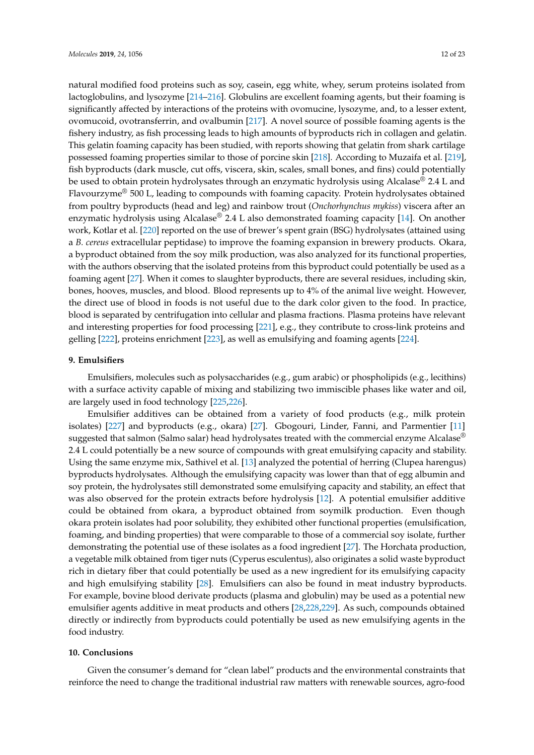natural modified food proteins such as soy, casein, egg white, whey, serum proteins isolated from lactoglobulins, and lysozyme [214–216]. Globulins are excellent foaming agents, but their foaming is significantly affected by interactions of the proteins with ovomucine, lysozyme, and, to a lesser extent, ovomucoid, ovotransferrin, and ovalbumin [217]. A novel source of possible foaming agents is the fishery industry, as fish processing leads to high amounts of byproducts rich in collagen and gelatin. This gelatin foaming capacity has been studied, with reports showing that gelatin from shark cartilage possessed foaming properties similar to those of porcine skin [218]. According to Muzaifa et al. [219], fish byproducts (dark muscle, cut offs, viscera, skin, scales, small bones, and fins) could potentially be used to obtain protein hydrolysates through an enzymatic hydrolysis using Alcalase® 2.4 L and Flavourzyme® 500 L, leading to compounds with foaming capacity. Protein hydrolysates obtained from poultry byproducts (head and leg) and rainbow trout (*Onchorhynchus mykiss*) viscera after an enzymatic hydrolysis using Alcalase® 2.4 L also demonstrated foaming capacity [14]. On another work, Kotlar et al. [220] reported on the use of brewer's spent grain (BSG) hydrolysates (attained using a *B. cereus* extracellular peptidase) to improve the foaming expansion in brewery products. Okara, a byproduct obtained from the soy milk production, was also analyzed for its functional properties, with the authors observing that the isolated proteins from this byproduct could potentially be used as a foaming agent [27]. When it comes to slaughter byproducts, there are several residues, including skin, bones, hooves, muscles, and blood. Blood represents up to 4% of the animal live weight. However, the direct use of blood in foods is not useful due to the dark color given to the food. In practice, blood is separated by centrifugation into cellular and plasma fractions. Plasma proteins have relevant and interesting properties for food processing [221], e.g., they contribute to cross-link proteins and gelling [222], proteins enrichment [223], as well as emulsifying and foaming agents [224].

## 9. Emulsifiers

Emulsifiers, molecules such as polysaccharides (e.g., gum arabic) or phospholipids (e.g., lecithins) with a surface activity capable of mixing and stabilizing two immiscible phases like water and oil, are largely used in food technology [225,226].

Emulsifier additives can be obtained from a variety of food products (e.g., milk protein isolates) [227] and byproducts (e.g., okara) [27]. Gbogouri, Linder, Fanni, and Parmentier [11] suggested that salmon (Salmo salar) head hydrolysates treated with the commercial enzyme Alcalase® 2.4 L could potentially be a new source of compounds with great emulsifying capacity and stability. Using the same enzyme mix, Sathivel et al. [13] analyzed the potential of herring (Clupea harengus) byproducts hydrolysates. Although the emulsifying capacity was lower than that of egg albumin and soy protein, the hydrolysates still demonstrated some emulsifying capacity and stability, an effect that was also observed for the protein extracts before hydrolysis [12]. A potential emulsifier additive could be obtained from okara, a byproduct obtained from soymilk production. Even though okara protein isolates had poor solubility, they exhibited other functional properties (emulsification, foaming, and binding properties) that were comparable to those of a commercial soy isolate, further demonstrating the potential use of these isolates as a food ingredient [27]. The Horchata production, a vegetable milk obtained from tiger nuts (Cyperus esculentus), also originates a solid waste byproduct rich in dietary fiber that could potentially be used as a new ingredient for its emulsifying capacity and high emulsifying stability [28]. Emulsifiers can also be found in meat industry byproducts. For example, bovine blood derivate products (plasma and globulin) may be used as a potential new emulsifier agents additive in meat products and others [28,228,229]. As such, compounds obtained directly or indirectly from byproducts could potentially be used as new emulsifying agents in the food industry.

## 10. Conclusions

Given the consumer's demand for "clean label" products and the environmental constraints that reinforce the need to change the traditional industrial raw matters with renewable sources, agro-food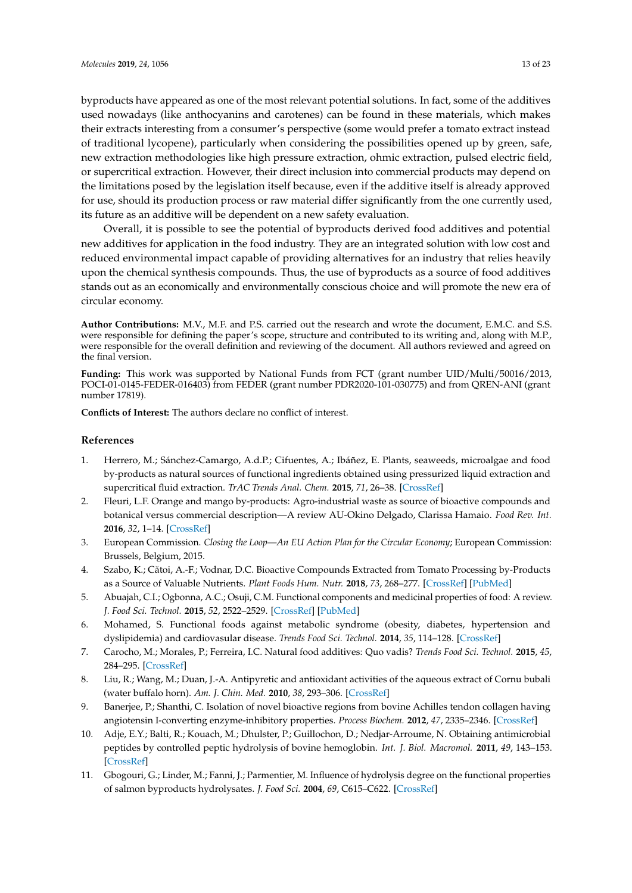byproducts have appeared as one of the most relevant potential solutions. In fact, some of the additives used nowadays (like anthocyanins and carotenes) can be found in these materials, which makes their extracts interesting from a consumer's perspective (some would prefer a tomato extract instead of traditional lycopene), particularly when considering the possibilities opened up by green, safe, new extraction methodologies like high pressure extraction, ohmic extraction, pulsed electric field, or supercritical extraction. However, their direct inclusion into commercial products may depend on the limitations posed by the legislation itself because, even if the additive itself is already approved for use, should its production process or raw material differ significantly from the one currently used, its future as an additive will be dependent on a new safety evaluation.

Overall, it is possible to see the potential of byproducts derived food additives and potential new additives for application in the food industry. They are an integrated solution with low cost and reduced environmental impact capable of providing alternatives for an industry that relies heavily upon the chemical synthesis compounds. Thus, the use of byproducts as a source of food additives stands out as an economically and environmentally conscious choice and will promote the new era of circular economy.

**Author Contributions:** M.V., M.F. and P.S. carried out the research and wrote the document, E.M.C. and S.S. were responsible for defining the paper's scope, structure and contributed to its writing and, along with M.P., were responsible for the overall definition and reviewing of the document. All authors reviewed and agreed on the final version.

**Funding:** This work was supported by National Funds from FCT (grant number UID/Multi/50016/2013, POCI-01-0145-FEDER-016403) from FEDER (grant number PDR2020-101-030775) and from QREN-ANI (grant number 17819).

**Conflicts of Interest:** The authors declare no conflict of interest.

## References

1. Herrero, M.; Sánchez-Camargo, A.d.P.; Cifuentes, A.; Ibáñez, E. Plants, seaweeds, microalgae and food by-products as natural sources of functional ingredients obtained using pressurized liquid extraction and supercritical fluid extraction. *TrAC Trends Anal. Chem.* **2015**, *71*, 26–38. [CrossRef]
2. Fleuri, L.F. Orange and mango by-products: Agro-industrial waste as source of bioactive compounds and botanical versus commercial description—A review AU-Okino Delgado, Clarissa Hamaio. *Food Rev. Int.* **2016**, *32*, 1–14. [CrossRef]
3. European Commission. *Closing the Loop—An EU Action Plan for the Circular Economy*; European Commission: Brussels, Belgium, 2015.
4. Szabo, K.; Cătoi, A.-F.; Vodnar, D.C. Bioactive Compounds Extracted from Tomato Processing by-Products as a Source of Valuable Nutrients. *Plant Foods Hum. Nutr.* **2018**, *73*, 268–277. [CrossRef] [PubMed]
5. Abuajah, C.I.; Ogbonna, A.C.; Osuji, C.M. Functional components and medicinal properties of food: A review. *J. Food Sci. Technol.* **2015**, *52*, 2522–2529. [CrossRef] [PubMed]
6. Mohamed, S. Functional foods against metabolic syndrome (obesity, diabetes, hypertension and dyslipidemia) and cardiovasular disease. *Trends Food Sci. Technol.* **2014**, *35*, 114–128. [CrossRef]
7. Carocho, M.; Morales, P.; Ferreira, I.C. Natural food additives: Quo vadis? *Trends Food Sci. Technol.* **2015**, *45*, 284–295. [CrossRef]
8. Liu, R.; Wang, M.; Duan, J.-A. Antipyretic and antioxidant activities of the aqueous extract of Cornu bubali (water buffalo horn). *Am. J. Chin. Med.* **2010**, *38*, 293–306. [CrossRef]
9. Banerjee, P.; Shanthi, C. Isolation of novel bioactive regions from bovine Achilles tendon collagen having angiotensin I-converting enzyme-inhibitory properties. *Process Biochem.* **2012**, *47*, 2335–2346. [CrossRef]
10. Adje, E.Y.; Balti, R.; Kouach, M.; Dhulster, P.; Guillochon, D.; Nedjar-Arroume, N. Obtaining antimicrobial peptides by controlled peptic hydrolysis of bovine hemoglobin. *Int. J. Biol. Macromol.* **2011**, *49*, 143–153. [CrossRef]
11. Gbogouri, G.; Linder, M.; Fanni, J.; Parmentier, M. Influence of hydrolysis degree on the functional properties of salmon byproducts hydrolysates. *J. Food Sci.* **2004**, *69*, C615–C622. [CrossRef]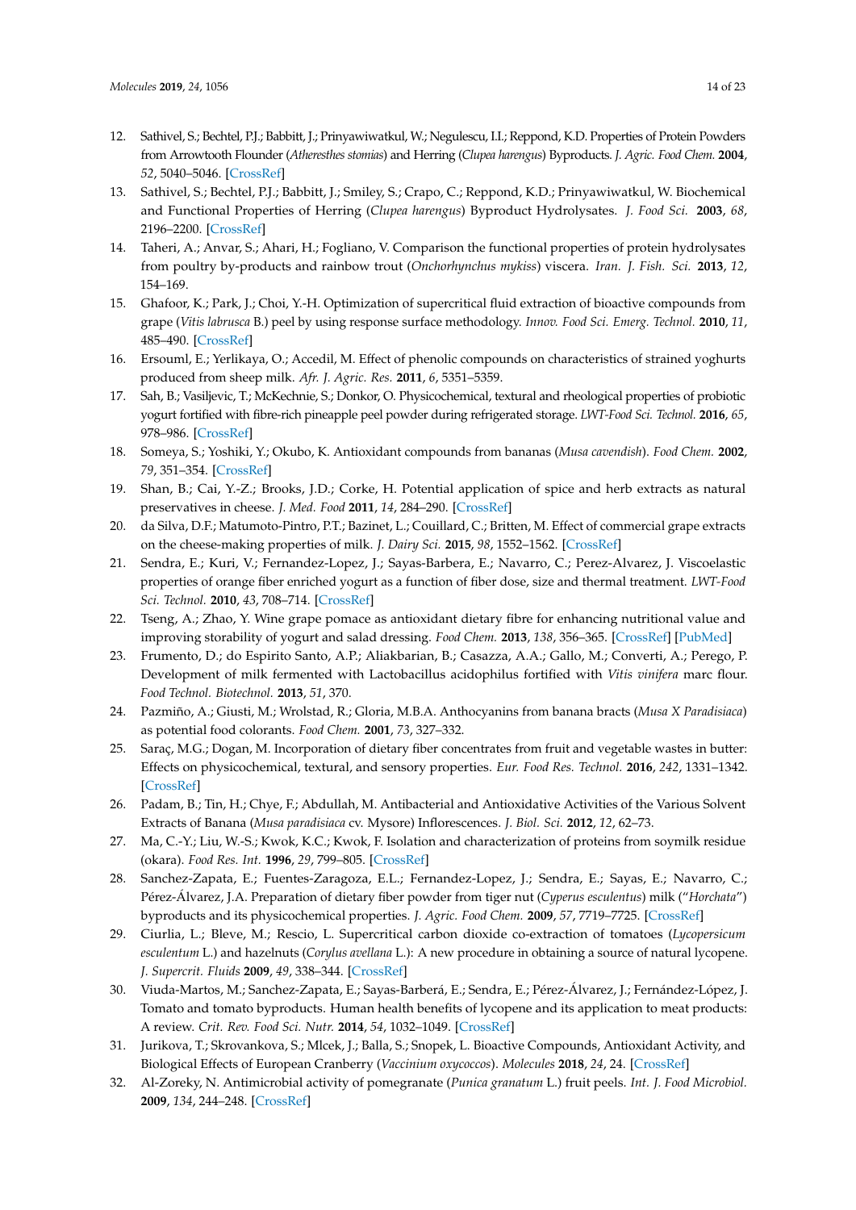12. Sathivel, S.; Bechtel, P.J.; Babbitt, J.; Prinyawiwatkul, W.; Negulescu, I.I.; Reppond, K.D. Properties of Protein Powders from Arrowtooth Flounder (*Atheresthes stomias*) and Herring (*Clupea harengus*) Byproducts. *J. Agric. Food Chem.* **2004**, *52*, 5040–5046. [CrossRef]
13. Sathivel, S.; Bechtel, P.J.; Babbitt, J.; Smiley, S.; Crapo, C.; Reppond, K.D.; Prinyawiwatkul, W. Biochemical and Functional Properties of Herring (*Clupea harengus*) Byproduct Hydrolysates. *J. Food Sci.* **2003**, *68*, 2196–2200. [CrossRef]
14. Taheri, A.; Anvar, S.; Ahari, H.; Fogliano, V. Comparison the functional properties of protein hydrolysates from poultry by-products and rainbow trout (*Onchorhynchus mykiss*) viscera. *Iran. J. Fish. Sci.* **2013**, *12*, 154–169.
15. Ghafoor, K.; Park, J.; Choi, Y.-H. Optimization of supercritical fluid extraction of bioactive compounds from grape (*Vitis labrusca* B.) peel by using response surface methodology. *Innov. Food Sci. Emerg. Technol.* **2010**, *11*, 485–490. [CrossRef]
16. Ersouml, E.; Yerlikaya, O.; Accedil, M. Effect of phenolic compounds on characteristics of strained yoghurts produced from sheep milk. *Afr. J. Agric. Res.* **2011**, *6*, 5351–5359.
17. Sah, B.; Vasiljevic, T.; McKechnie, S.; Donkor, O. Physicochemical, textural and rheological properties of probiotic yogurt fortified with fibre-rich pineapple peel powder during refrigerated storage. *LWT-Food Sci. Technol.* **2016**, *65*, 978–986. [CrossRef]
18. Someya, S.; Yoshiki, Y.; Okubo, K. Antioxidant compounds from bananas (*Musa cavendish*). *Food Chem.* **2002**, *79*, 351–354. [CrossRef]
19. Shan, B.; Cai, Y.-Z.; Brooks, J.D.; Corke, H. Potential application of spice and herb extracts as natural preservatives in cheese. *J. Med. Food* **2011**, *14*, 284–290. [CrossRef]
20. da Silva, D.F.; Matumoto-Pintro, P.T.; Bazinet, L.; Couillard, C.; Britten, M. Effect of commercial grape extracts on the cheese-making properties of milk. *J. Dairy Sci.* **2015**, *98*, 1552–1562. [CrossRef]
21. Sendra, E.; Kuri, V.; Fernandez-Lopez, J.; Sayas-Barbera, E.; Navarro, C.; Perez-Alvarez, J. Viscoelastic properties of orange fiber enriched yogurt as a function of fiber dose, size and thermal treatment. *LWT-Food Sci. Technol.* **2010**, *43*, 708–714. [CrossRef]
22. Tseng, A.; Zhao, Y. Wine grape pomace as antioxidant dietary fibre for enhancing nutritional value and improving storability of yogurt and salad dressing. *Food Chem.* **2013**, *138*, 356–365. [CrossRef] [PubMed]
23. Frumento, D.; do Espirito Santo, A.P.; Aliakbarian, B.; Casazza, A.A.; Gallo, M.; Converti, A.; Perego, P. Development of milk fermented with Lactobacillus acidophilus fortified with *Vitis vinifera* marc flour. *Food Technol. Biotechnol.* **2013**, *51*, 370.
24. Pazmiño, A.; Giusti, M.; Wrolstad, R.; Gloria, M.B.A. Anthocyanins from banana bracts (*Musa X Paradisiaca*) as potential food colorants. *Food Chem.* **2001**, *73*, 327–332.
25. Saraç, M.G.; Dogan, M. Incorporation of dietary fiber concentrates from fruit and vegetable wastes in butter: Effects on physicochemical, textural, and sensory properties. *Eur. Food Res. Technol.* **2016**, *242*, 1331–1342. [CrossRef]
26. Padam, B.; Tin, H.; Chye, F.; Abdullah, M. Antibacterial and Antioxidative Activities of the Various Solvent Extracts of Banana (*Musa paradisiaca* cv. Mysore) Inflorescences. *J. Biol. Sci.* **2012**, *12*, 62–73.
27. Ma, C.-Y.; Liu, W.-S.; Kwok, K.C.; Kwok, F. Isolation and characterization of proteins from soymilk residue (okara). *Food Res. Int.* **1996**, *29*, 799–805. [CrossRef]
28. Sanchez-Zapata, E.; Fuentes-Zaragoza, E.L.; Fernandez-Lopez, J.; Sendra, E.; Sayas, E.; Navarro, C.; Pérez-Álvarez, J.A. Preparation of dietary fiber powder from tiger nut (*Cyperus esculentus*) milk ("*Horchata*") byproducts and its physicochemical properties. *J. Agric. Food Chem.* **2009**, *57*, 7719–7725. [CrossRef]
29. Ciurlia, L.; Bleve, M.; Rescio, L. Supercritical carbon dioxide co-extraction of tomatoes (*Lycopersicum esculentum* L.) and hazelnuts (*Corylus avellana* L.): A new procedure in obtaining a source of natural lycopene. *J. Supercrit. Fluids* **2009**, *49*, 338–344. [CrossRef]
30. Viuda-Martos, M.; Sanchez-Zapata, E.; Sayas-Barberá, E.; Sendra, E.; Pérez-Álvarez, J.; Fernández-López, J. Tomato and tomato byproducts. Human health benefits of lycopene and its application to meat products: A review. *Crit. Rev. Food Sci. Nutr.* **2014**, *54*, 1032–1049. [CrossRef]
31. Jurikova, T.; Skrovankova, S.; Mlcek, J.; Balla, S.; Snopek, L. Bioactive Compounds, Antioxidant Activity, and Biological Effects of European Cranberry (*Vaccinium oxycoccos*). *Molecules* **2018**, *24*, 24. [CrossRef]
32. Al-Zoreky, N. Antimicrobial activity of pomegranate (*Punica granatum* L.) fruit peels. *Int. J. Food Microbiol.* **2009**, *134*, 244–248. [CrossRef]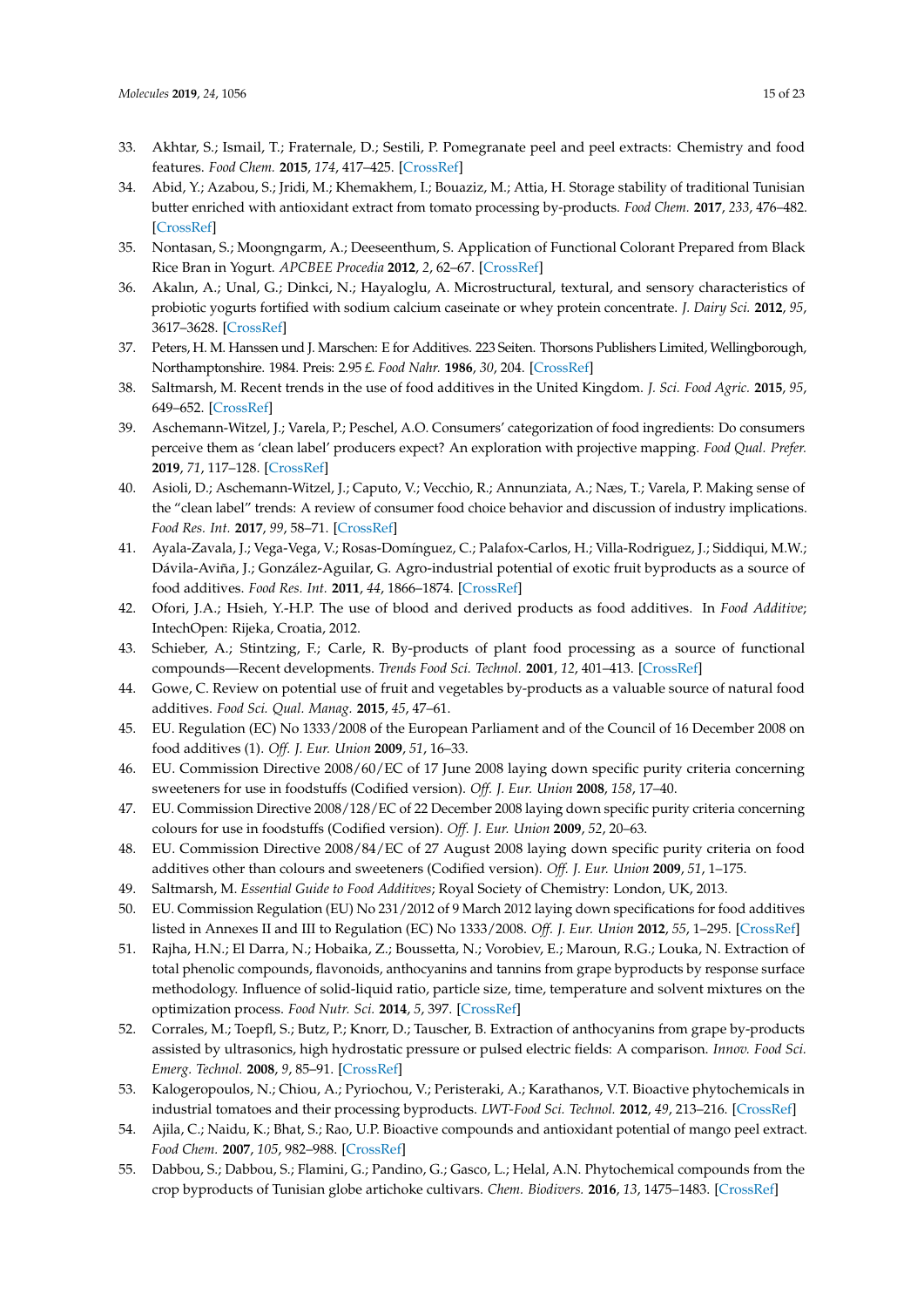33. Akhtar, S.; Ismail, T.; Fraternale, D.; Sestili, P. Pomegranate peel and peel extracts: Chemistry and food features. *Food Chem.* **2015**, *174*, 417–425. [CrossRef]
34. Abid, Y.; Azabou, S.; Jridi, M.; Khemakhem, I.; Bouaziz, M.; Attia, H. Storage stability of traditional Tunisian butter enriched with antioxidant extract from tomato processing by-products. *Food Chem.* **2017**, *233*, 476–482. [CrossRef]
35. Nontasan, S.; Moongngarm, A.; Deeseenthum, S. Application of Functional Colorant Prepared from Black Rice Bran in Yogurt. *APCBEE Procedia* **2012**, *2*, 62–67. [CrossRef]
36. Akalın, A.; Unal, G.; Dinkci, N.; Hayaloglu, A. Microstructural, textural, and sensory characteristics of probiotic yogurts fortified with sodium calcium caseinate or whey protein concentrate. *J. Dairy Sci.* **2012**, *95*, 3617–3628. [CrossRef]
37. Peters, H. M. Hanssen und J. Marschen: E for Additives. 223 Seiten. Thorsons Publishers Limited, Wellingborough, Northamptonshire. 1984. Preis: 2.95 £. *Food Nahr.* **1986**, *30*, 204. [CrossRef]
38. Saltmarsh, M. Recent trends in the use of food additives in the United Kingdom. *J. Sci. Food Agric.* **2015**, *95*, 649–652. [CrossRef]
39. Aschemann-Witzel, J.; Varela, P.; Peschel, A.O. Consumers' categorization of food ingredients: Do consumers perceive them as 'clean label' producers expect? An exploration with projective mapping. *Food Qual. Prefer.* **2019**, *71*, 117–128. [CrossRef]
40. Asioli, D.; Aschemann-Witzel, J.; Caputo, V.; Vecchio, R.; Annunziata, A.; Næs, T.; Varela, P. Making sense of the "clean label" trends: A review of consumer food choice behavior and discussion of industry implications. *Food Res. Int.* **2017**, *99*, 58–71. [CrossRef]
41. Ayala-Zavala, J.; Vega-Vega, V.; Rosas-Domínguez, C.; Palafox-Carlos, H.; Villa-Rodriguez, J.; Siddiqui, M.W.; Dávila-Aviña, J.; González-Aguilar, G. Agro-industrial potential of exotic fruit byproducts as a source of food additives. *Food Res. Int.* **2011**, *44*, 1866–1874. [CrossRef]
42. Ofori, J.A.; Hsieh, Y.-H.P. The use of blood and derived products as food additives. In *Food Additive*; IntechOpen: Rijeka, Croatia, 2012.
43. Schieber, A.; Stintzing, F.; Carle, R. By-products of plant food processing as a source of functional compounds—Recent developments. *Trends Food Sci. Technol.* **2001**, *12*, 401–413. [CrossRef]
44. Gowe, C. Review on potential use of fruit and vegetables by-products as a valuable source of natural food additives. *Food Sci. Qual. Manag.* **2015**, *45*, 47–61.
45. EU. Regulation (EC) No 1333/2008 of the European Parliament and of the Council of 16 December 2008 on food additives (1). *Off. J. Eur. Union* **2009**, *51*, 16–33.
46. EU. Commission Directive 2008/60/EC of 17 June 2008 laying down specific purity criteria concerning sweeteners for use in foodstuffs (Codified version). *Off. J. Eur. Union* **2008**, *158*, 17–40.
47. EU. Commission Directive 2008/128/EC of 22 December 2008 laying down specific purity criteria concerning colours for use in foodstuffs (Codified version). *Off. J. Eur. Union* **2009**, *52*, 20–63.
48. EU. Commission Directive 2008/84/EC of 27 August 2008 laying down specific purity criteria on food additives other than colours and sweeteners (Codified version). *Off. J. Eur. Union* **2009**, *51*, 1–175.
49. Saltmarsh, M. *Essential Guide to Food Additives*; Royal Society of Chemistry: London, UK, 2013.
50. EU. Commission Regulation (EU) No 231/2012 of 9 March 2012 laying down specifications for food additives listed in Annexes II and III to Regulation (EC) No 1333/2008. *Off. J. Eur. Union* **2012**, *55*, 1–295. [CrossRef]
51. Rajha, H.N.; El Darra, N.; Hobaika, Z.; Boussetta, N.; Vorobiev, E.; Maroun, R.G.; Louka, N. Extraction of total phenolic compounds, flavonoids, anthocyanins and tannins from grape byproducts by response surface methodology. Influence of solid-liquid ratio, particle size, time, temperature and solvent mixtures on the optimization process. *Food Nutr. Sci.* **2014**, *5*, 397. [CrossRef]
52. Corrales, M.; Toepfl, S.; Butz, P.; Knorr, D.; Tauscher, B. Extraction of anthocyanins from grape by-products assisted by ultrasonics, high hydrostatic pressure or pulsed electric fields: A comparison. *Innov. Food Sci. Emerg. Technol.* **2008**, *9*, 85–91. [CrossRef]
53. Kalogeropoulos, N.; Chiou, A.; Pyriochou, V.; Peristeraki, A.; Karathanos, V.T. Bioactive phytochemicals in industrial tomatoes and their processing byproducts. *LWT-Food Sci. Technol.* **2012**, *49*, 213–216. [CrossRef]
54. Ajila, C.; Naidu, K.; Bhat, S.; Rao, U.P. Bioactive compounds and antioxidant potential of mango peel extract. *Food Chem.* **2007**, *105*, 982–988. [CrossRef]
55. Dabbou, S.; Dabbou, S.; Flamini, G.; Pandino, G.; Gasco, L.; Helal, A.N. Phytochemical compounds from the crop byproducts of Tunisian globe artichoke cultivars. *Chem. Biodivers.* **2016**, *13*, 1475–1483. [CrossRef]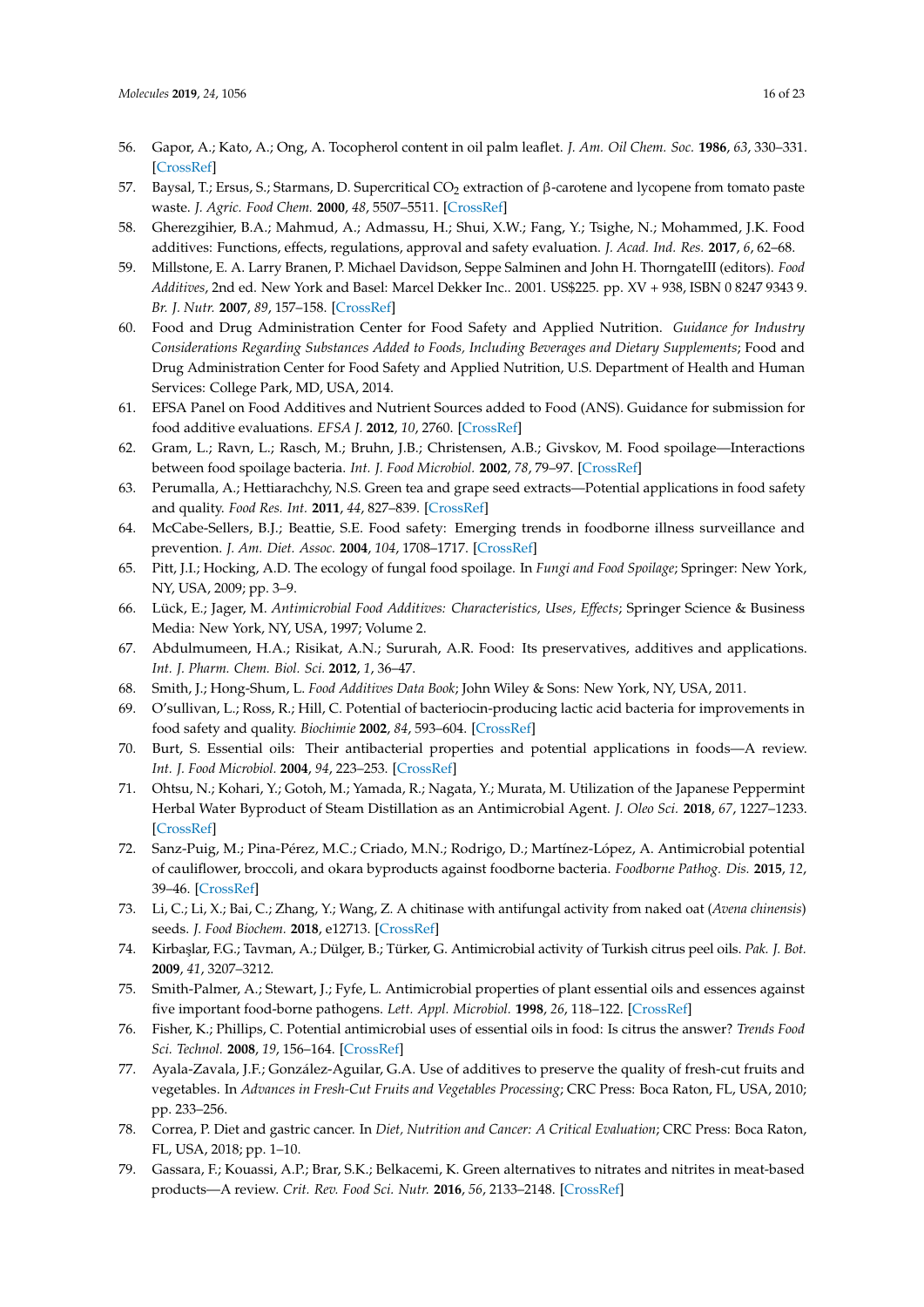56. Gapor, A.; Kato, A.; Ong, A. Tocopherol content in oil palm leaflet. *J. Am. Oil Chem. Soc.* **1986**, *63*, 330–331. [CrossRef]
57. Baysal, T.; Ersus, S.; Starmans, D. Supercritical $CO_2$ extraction of β-carotene and lycopene from tomato paste waste. *J. Agric. Food Chem.* **2000**, *48*, 5507–5511. [CrossRef]
58. Gherezgihier, B.A.; Mahmud, A.; Admassu, H.; Shui, X.W.; Fang, Y.; Tsighe, N.; Mohammed, J.K. Food additives: Functions, effects, regulations, approval and safety evaluation. *J. Acad. Ind. Res.* **2017**, *6*, 62–68.
59. Millstone, E. A. Larry Branen, P. Michael Davidson, Seppe Salminen and John H. ThorngateIII (editors). *Food Additives*, 2nd ed. New York and Basel: Marcel Dekker Inc.. 2001. US$225. pp. XV + 938, ISBN 0 8247 9343 9. *Br. J. Nutr.* **2007**, *89*, 157–158. [CrossRef]
60. Food and Drug Administration Center for Food Safety and Applied Nutrition. *Guidance for Industry Considerations Regarding Substances Added to Foods, Including Beverages and Dietary Supplements*; Food and Drug Administration Center for Food Safety and Applied Nutrition, U.S. Department of Health and Human Services: College Park, MD, USA, 2014.
61. EFSA Panel on Food Additives and Nutrient Sources added to Food (ANS). Guidance for submission for food additive evaluations. *EFSA J.* **2012**, *10*, 2760. [CrossRef]
62. Gram, L.; Ravn, L.; Rasch, M.; Bruhn, J.B.; Christensen, A.B.; Givskov, M. Food spoilage—Interactions between food spoilage bacteria. *Int. J. Food Microbiol.* **2002**, *78*, 79–97. [CrossRef]
63. Perumalla, A.; Hettiarachchy, N.S. Green tea and grape seed extracts—Potential applications in food safety and quality. *Food Res. Int.* **2011**, *44*, 827–839. [CrossRef]
64. McCabe-Sellers, B.J.; Beattie, S.E. Food safety: Emerging trends in foodborne illness surveillance and prevention. *J. Am. Diet. Assoc.* **2004**, *104*, 1708–1717. [CrossRef]
65. Pitt, J.I.; Hocking, A.D. The ecology of fungal food spoilage. In *Fungi and Food Spoilage*; Springer: New York, NY, USA, 2009; pp. 3–9.
66. Lück, E.; Jager, M. *Antimicrobial Food Additives: Characteristics, Uses, Effects*; Springer Science & Business Media: New York, NY, USA, 1997; Volume 2.
67. Abdulmumeen, H.A.; Risikat, A.N.; Sururah, A.R. Food: Its preservatives, additives and applications. *Int. J. Pharm. Chem. Biol. Sci.* **2012**, *1*, 36–47.
68. Smith, J.; Hong-Shum, L. *Food Additives Data Book*; John Wiley & Sons: New York, NY, USA, 2011.
69. O'sullivan, L.; Ross, R.; Hill, C. Potential of bacteriocin-producing lactic acid bacteria for improvements in food safety and quality. *Biochimie* **2002**, *84*, 593–604. [CrossRef]
70. Burt, S. Essential oils: Their antibacterial properties and potential applications in foods—A review. *Int. J. Food Microbiol.* **2004**, *94*, 223–253. [CrossRef]
71. Ohtsu, N.; Kohari, Y.; Gotoh, M.; Yamada, R.; Nagata, Y.; Murata, M. Utilization of the Japanese Peppermint Herbal Water Byproduct of Steam Distillation as an Antimicrobial Agent. *J. Oleo Sci.* **2018**, *67*, 1227–1233. [CrossRef]
72. Sanz-Puig, M.; Pina-Pérez, M.C.; Criado, M.N.; Rodrigo, D.; Martínez-López, A. Antimicrobial potential of cauliflower, broccoli, and okara byproducts against foodborne bacteria. *Foodborne Pathog. Dis.* **2015**, *12*, 39–46. [CrossRef]
73. Li, C.; Li, X.; Bai, C.; Zhang, Y.; Wang, Z. A chitinase with antifungal activity from naked oat (*Avena chinensis*) seeds. *J. Food Biochem.* **2018**, e12713. [CrossRef]
74. Kirbaşlar, F.G.; Tavman, A.; Dülger, B.; Türker, G. Antimicrobial activity of Turkish citrus peel oils. *Pak. J. Bot.* **2009**, *41*, 3207–3212.
75. Smith-Palmer, A.; Stewart, J.; Fyfe, L. Antimicrobial properties of plant essential oils and essences against five important food-borne pathogens. *Lett. Appl. Microbiol.* **1998**, *26*, 118–122. [CrossRef]
76. Fisher, K.; Phillips, C. Potential antimicrobial uses of essential oils in food: Is citrus the answer? *Trends Food Sci. Technol.* **2008**, *19*, 156–164. [CrossRef]
77. Ayala-Zavala, J.F.; González-Aguilar, G.A. Use of additives to preserve the quality of fresh-cut fruits and vegetables. In *Advances in Fresh-Cut Fruits and Vegetables Processing*; CRC Press: Boca Raton, FL, USA, 2010; pp. 233–256.
78. Correa, P. Diet and gastric cancer. In *Diet, Nutrition and Cancer: A Critical Evaluation*; CRC Press: Boca Raton, FL, USA, 2018; pp. 1–10.
79. Gassara, F.; Kouassi, A.P.; Brar, S.K.; Belkacemi, K. Green alternatives to nitrates and nitrites in meat-based products—A review. *Crit. Rev. Food Sci. Nutr.* **2016**, *56*, 2133–2148. [CrossRef]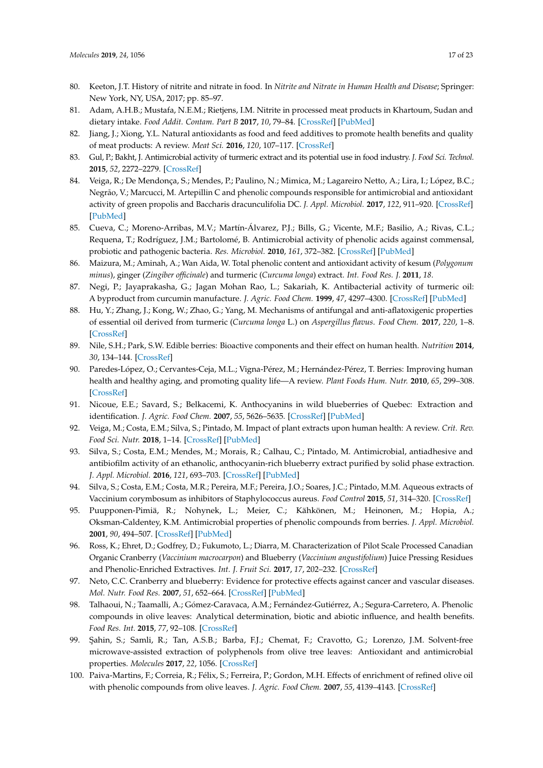80. Keeton, J.T. History of nitrite and nitrate in food. In *Nitrite and Nitrate in Human Health and Disease*; Springer: New York, NY, USA, 2017; pp. 85–97.
81. Adam, A.H.B.; Mustafa, N.E.M.; Rietjens, I.M. Nitrite in processed meat products in Khartoum, Sudan and dietary intake. *Food Addit. Contam. Part B* **2017**, *10*, 79–84. [CrossRef] [PubMed]
82. Jiang, J.; Xiong, Y.L. Natural antioxidants as food and feed additives to promote health benefits and quality of meat products: A review. *Meat Sci.* **2016**, *120*, 107–117. [CrossRef]
83. Gul, P.; Bakht, J. Antimicrobial activity of turmeric extract and its potential use in food industry. *J. Food Sci. Technol.* **2015**, *52*, 2272–2279. [CrossRef]
84. Veiga, R.; De Mendonça, S.; Mendes, P.; Paulino, N.; Mimica, M.; Lagareiro Netto, A.; Lira, I.; López, B.C.; Negrão, V.; Marcucci, M. Artepillin C and phenolic compounds responsible for antimicrobial and antioxidant activity of green propolis and Baccharis dracunculifolia DC. *J. Appl. Microbiol.* **2017**, *122*, 911–920. [CrossRef] [PubMed]
85. Cueva, C.; Moreno-Arribas, M.V.; Martín-Álvarez, P.J.; Bills, G.; Vicente, M.F.; Basilio, A.; Rivas, C.L.; Requena, T.; Rodríguez, J.M.; Bartolomé, B. Antimicrobial activity of phenolic acids against commensal, probiotic and pathogenic bacteria. *Res. Microbiol.* **2010**, *161*, 372–382. [CrossRef] [PubMed]
86. Maizura, M.; Aminah, A.; Wan Aida, W. Total phenolic content and antioxidant activity of kesum (*Polygonum minus*), ginger (*Zingiber officinale*) and turmeric (*Curcuma longa*) extract. *Int. Food Res. J.* **2011**, *18*.
87. Negi, P.; Jayaprakasha, G.; Jagan Mohan Rao, L.; Sakariah, K. Antibacterial activity of turmeric oil: A byproduct from curcumin manufacture. *J. Agric. Food Chem.* **1999**, *47*, 4297–4300. [CrossRef] [PubMed]
88. Hu, Y.; Zhang, J.; Kong, W.; Zhao, G.; Yang, M. Mechanisms of antifungal and anti-aflatoxigenic properties of essential oil derived from turmeric (*Curcuma longa* L.) on *Aspergillus flavus*. *Food Chem.* **2017**, *220*, 1–8. [CrossRef]
89. Nile, S.H.; Park, S.W. Edible berries: Bioactive components and their effect on human health. *Nutrition* **2014**, *30*, 134–144. [CrossRef]
90. Paredes-López, O.; Cervantes-Ceja, M.L.; Vigna-Pérez, M.; Hernández-Pérez, T. Berries: Improving human health and healthy aging, and promoting quality life—A review. *Plant Foods Hum. Nutr.* **2010**, *65*, 299–308. [CrossRef]
91. Nicoue, E.E.; Savard, S.; Belkacemi, K. Anthocyanins in wild blueberries of Quebec: Extraction and identification. *J. Agric. Food Chem.* **2007**, *55*, 5626–5635. [CrossRef] [PubMed]
92. Veiga, M.; Costa, E.M.; Silva, S.; Pintado, M. Impact of plant extracts upon human health: A review. *Crit. Rev. Food Sci. Nutr.* **2018**, 1–14. [CrossRef] [PubMed]
93. Silva, S.; Costa, E.M.; Mendes, M.; Morais, R.; Calhau, C.; Pintado, M. Antimicrobial, antiadhesive and antibiofilm activity of an ethanolic, anthocyanin-rich blueberry extract purified by solid phase extraction. *J. Appl. Microbiol.* **2016**, *121*, 693–703. [CrossRef] [PubMed]
94. Silva, S.; Costa, E.M.; Costa, M.R.; Pereira, M.F.; Pereira, J.O.; Soares, J.C.; Pintado, M.M. Aqueous extracts of Vaccinium corymbosum as inhibitors of Staphylococcus aureus. *Food Control* **2015**, *51*, 314–320. [CrossRef]
95. Puupponen-Pimiä, R.; Nohynek, L.; Meier, C.; Kähkönen, M.; Heinonen, M.; Hopia, A.; Oksman-Caldentey, K.M. Antimicrobial properties of phenolic compounds from berries. *J. Appl. Microbiol.* **2001**, *90*, 494–507. [CrossRef] [PubMed]
96. Ross, K.; Ehret, D.; Godfrey, D.; Fukumoto, L.; Diarra, M. Characterization of Pilot Scale Processed Canadian Organic Cranberry (*Vaccinium macrocarpon*) and Blueberry (*Vaccinium angustifolium*) Juice Pressing Residues and Phenolic-Enriched Extractives. *Int. J. Fruit Sci.* **2017**, *17*, 202–232. [CrossRef]
97. Neto, C.C. Cranberry and blueberry: Evidence for protective effects against cancer and vascular diseases. *Mol. Nutr. Food Res.* **2007**, *51*, 652–664. [CrossRef] [PubMed]
98. Talhaoui, N.; Taamalli, A.; Gómez-Caravaca, A.M.; Fernández-Gutiérrez, A.; Segura-Carretero, A. Phenolic compounds in olive leaves: Analytical determination, biotic and abiotic influence, and health benefits. *Food Res. Int.* **2015**, *77*, 92–108. [CrossRef]
99. Şahin, S.; Samli, R.; Tan, A.S.B.; Barba, F.J.; Chemat, F.; Cravotto, G.; Lorenzo, J.M. Solvent-free microwave-assisted extraction of polyphenols from olive tree leaves: Antioxidant and antimicrobial properties. *Molecules* **2017**, *22*, 1056. [CrossRef]
100. Paiva-Martins, F.; Correia, R.; Félix, S.; Ferreira, P.; Gordon, M.H. Effects of enrichment of refined olive oil with phenolic compounds from olive leaves. *J. Agric. Food Chem.* **2007**, *55*, 4139–4143. [CrossRef]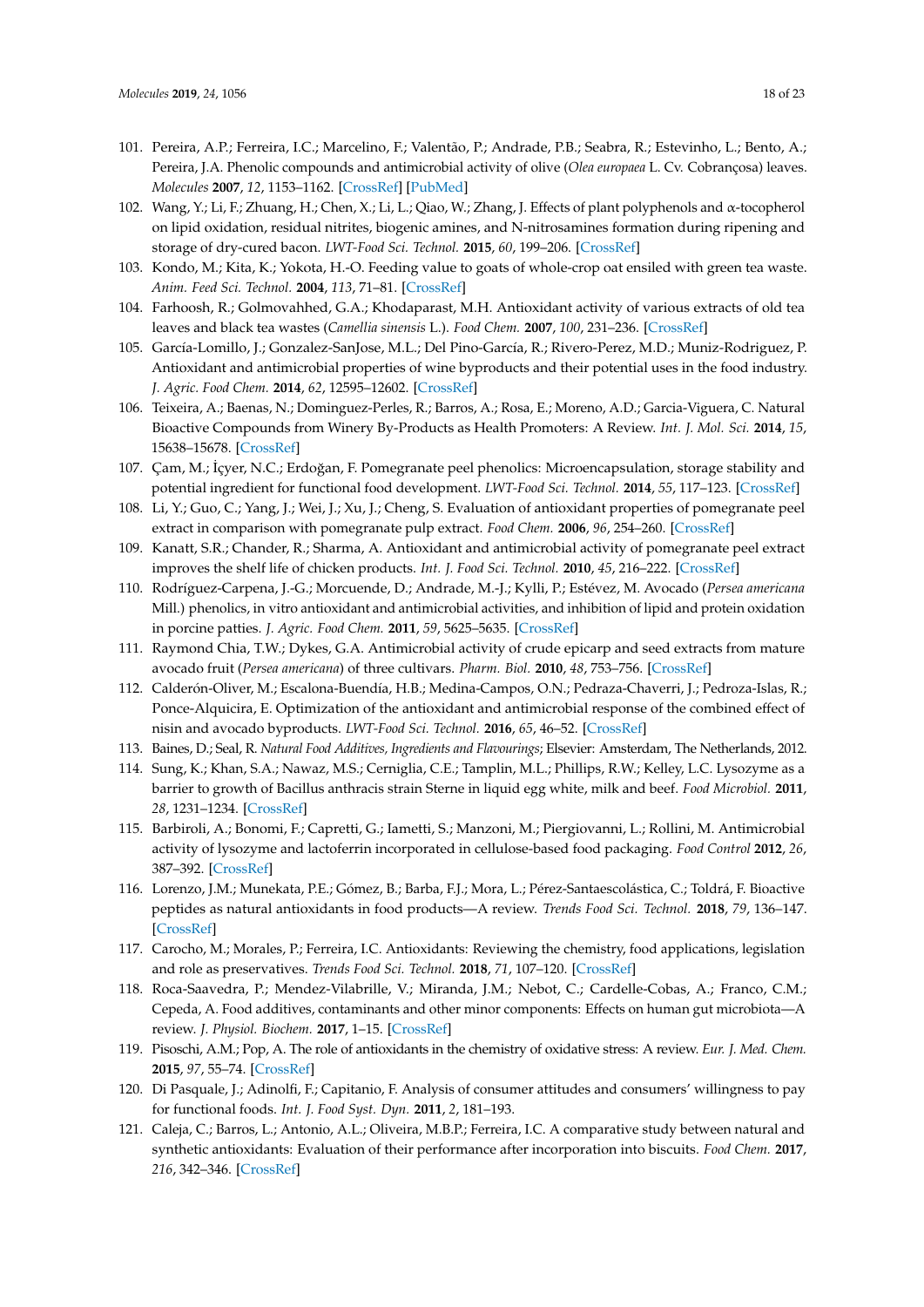101. Pereira, A.P.; Ferreira, I.C.; Marcelino, F.; Valentão, P.; Andrade, P.B.; Seabra, R.; Estevinho, L.; Bento, A.; Pereira, J.A. Phenolic compounds and antimicrobial activity of olive (*Olea europaea* L. Cv. Cobrançosa) leaves. *Molecules* **2007**, *12*, 1153–1162. [CrossRef] [PubMed]
102. Wang, Y.; Li, F.; Zhuang, H.; Chen, X.; Li, L.; Qiao, W.; Zhang, J. Effects of plant polyphenols and α-tocopherol on lipid oxidation, residual nitrites, biogenic amines, and N-nitrosamines formation during ripening and storage of dry-cured bacon. *LWT-Food Sci. Technol.* **2015**, *60*, 199–206. [CrossRef]
103. Kondo, M.; Kita, K.; Yokota, H.-O. Feeding value to goats of whole-crop oat ensiled with green tea waste. *Anim. Feed Sci. Technol.* **2004**, *113*, 71–81. [CrossRef]
104. Farhoosh, R.; Golmovahhed, G.A.; Khodaparast, M.H. Antioxidant activity of various extracts of old tea leaves and black tea wastes (*Camellia sinensis* L.). *Food Chem.* **2007**, *100*, 231–236. [CrossRef]
105. García-Lomillo, J.; Gonzalez-SanJose, M.L.; Del Pino-García, R.; Rivero-Perez, M.D.; Muniz-Rodriguez, P. Antioxidant and antimicrobial properties of wine byproducts and their potential uses in the food industry. *J. Agric. Food Chem.* **2014**, *62*, 12595–12602. [CrossRef]
106. Teixeira, A.; Baenas, N.; Dominguez-Perles, R.; Barros, A.; Rosa, E.; Moreno, A.D.; Garcia-Viguera, C. Natural Bioactive Compounds from Winery By-Products as Health Promoters: A Review. *Int. J. Mol. Sci.* **2014**, *15*, 15638–15678. [CrossRef]
107. Çam, M.; İçyer, N.C.; Erdoğan, F. Pomegranate peel phenolics: Microencapsulation, storage stability and potential ingredient for functional food development. *LWT-Food Sci. Technol.* **2014**, *55*, 117–123. [CrossRef]
108. Li, Y.; Guo, C.; Yang, J.; Wei, J.; Xu, J.; Cheng, S. Evaluation of antioxidant properties of pomegranate peel extract in comparison with pomegranate pulp extract. *Food Chem.* **2006**, *96*, 254–260. [CrossRef]
109. Kanatt, S.R.; Chander, R.; Sharma, A. Antioxidant and antimicrobial activity of pomegranate peel extract improves the shelf life of chicken products. *Int. J. Food Sci. Technol.* **2010**, *45*, 216–222. [CrossRef]
110. Rodríguez-Carpena, J.-G.; Morcuende, D.; Andrade, M.-J.; Kylli, P.; Estévez, M. Avocado (*Persea americana* Mill.) phenolics, in vitro antioxidant and antimicrobial activities, and inhibition of lipid and protein oxidation in porcine patties. *J. Agric. Food Chem.* **2011**, *59*, 5625–5635. [CrossRef]
111. Raymond Chia, T.W.; Dykes, G.A. Antimicrobial activity of crude epicarp and seed extracts from mature avocado fruit (*Persea americana*) of three cultivars. *Pharm. Biol.* **2010**, *48*, 753–756. [CrossRef]
112. Calderón-Oliver, M.; Escalona-Buendía, H.B.; Medina-Campos, O.N.; Pedraza-Chaverri, J.; Pedroza-Islas, R.; Ponce-Alquicira, E. Optimization of the antioxidant and antimicrobial response of the combined effect of nisin and avocado byproducts. *LWT-Food Sci. Technol.* **2016**, *65*, 46–52. [CrossRef]
113. Baines, D.; Seal, R. *Natural Food Additives, Ingredients and Flavourings*; Elsevier: Amsterdam, The Netherlands, 2012.
114. Sung, K.; Khan, S.A.; Nawaz, M.S.; Cerniglia, C.E.; Tamplin, M.L.; Phillips, R.W.; Kelley, L.C. Lysozyme as a barrier to growth of Bacillus anthracis strain Sterne in liquid egg white, milk and beef. *Food Microbiol.* **2011**, *28*, 1231–1234. [CrossRef]
115. Barbiroli, A.; Bonomi, F.; Capretti, G.; Iametti, S.; Manzoni, M.; Piergiovanni, L.; Rollini, M. Antimicrobial activity of lysozyme and lactoferrin incorporated in cellulose-based food packaging. *Food Control* **2012**, *26*, 387–392. [CrossRef]
116. Lorenzo, J.M.; Munekata, P.E.; Gómez, B.; Barba, F.J.; Mora, L.; Pérez-Santaescolástica, C.; Toldrá, F. Bioactive peptides as natural antioxidants in food products—A review. *Trends Food Sci. Technol.* **2018**, *79*, 136–147. [CrossRef]
117. Carocho, M.; Morales, P.; Ferreira, I.C. Antioxidants: Reviewing the chemistry, food applications, legislation and role as preservatives. *Trends Food Sci. Technol.* **2018**, *71*, 107–120. [CrossRef]
118. Roca-Saavedra, P.; Mendez-Vilabrille, V.; Miranda, J.M.; Nebot, C.; Cardelle-Cobas, A.; Franco, C.M.; Cepeda, A. Food additives, contaminants and other minor components: Effects on human gut microbiota—A review. *J. Physiol. Biochem.* **2017**, 1–15. [CrossRef]
119. Pisoschi, A.M.; Pop, A. The role of antioxidants in the chemistry of oxidative stress: A review. *Eur. J. Med. Chem.* **2015**, *97*, 55–74. [CrossRef]
120. Di Pasquale, J.; Adinolfi, F.; Capitanio, F. Analysis of consumer attitudes and consumers' willingness to pay for functional foods. *Int. J. Food Syst. Dyn.* **2011**, *2*, 181–193.
121. Caleja, C.; Barros, L.; Antonio, A.L.; Oliveira, M.B.P.; Ferreira, I.C. A comparative study between natural and synthetic antioxidants: Evaluation of their performance after incorporation into biscuits. *Food Chem.* **2017**, *216*, 342–346. [CrossRef]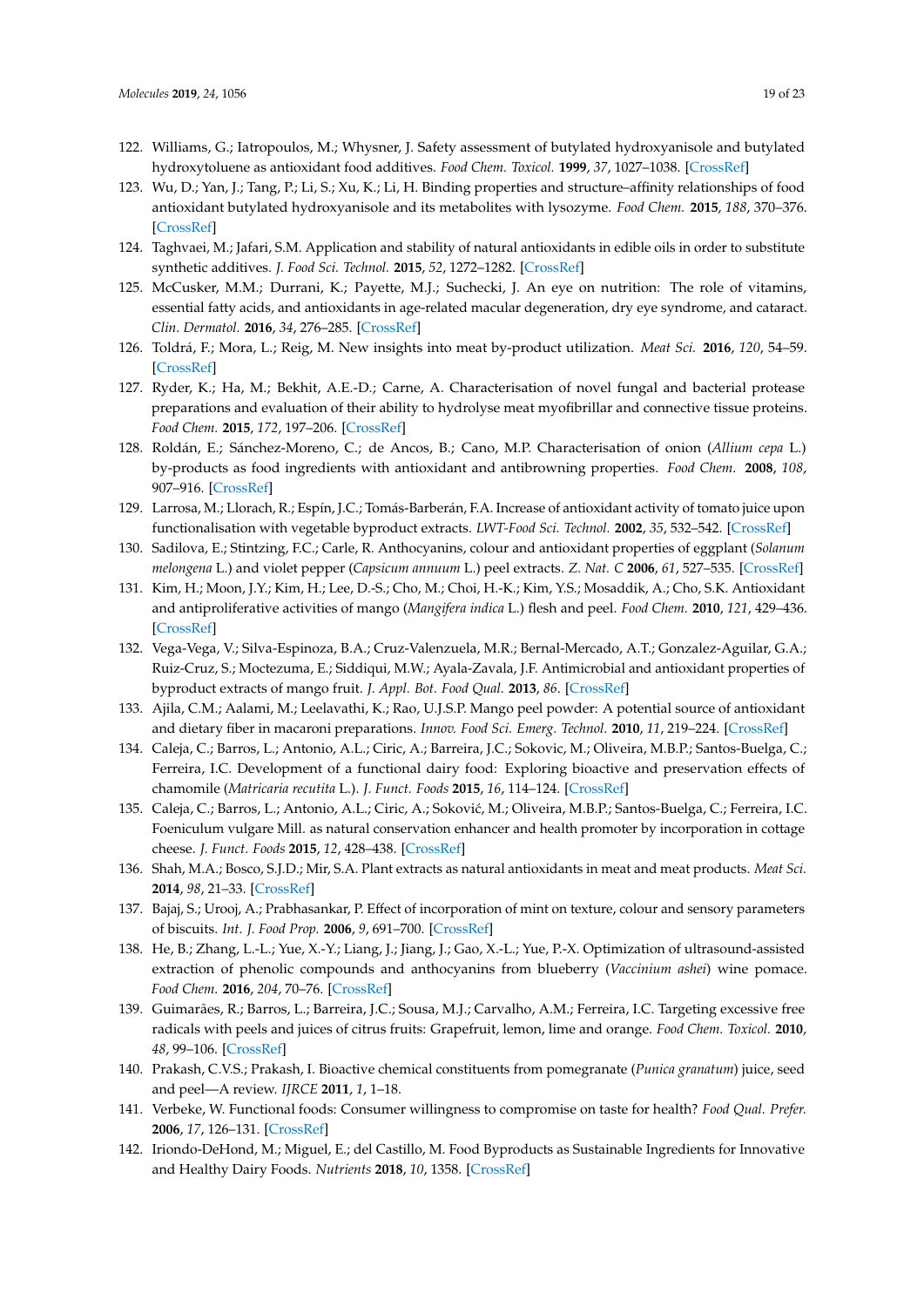122. Williams, G.; Iatropoulos, M.; Whysner, J. Safety assessment of butylated hydroxyanisole and butylated hydroxytoluene as antioxidant food additives. *Food Chem. Toxicol.* **1999**, *37*, 1027–1038. [CrossRef]
123. Wu, D.; Yan, J.; Tang, P.; Li, S.; Xu, K.; Li, H. Binding properties and structure–affinity relationships of food antioxidant butylated hydroxyanisole and its metabolites with lysozyme. *Food Chem.* **2015**, *188*, 370–376. [CrossRef]
124. Taghvaei, M.; Jafari, S.M. Application and stability of natural antioxidants in edible oils in order to substitute synthetic additives. *J. Food Sci. Technol.* **2015**, *52*, 1272–1282. [CrossRef]
125. McCusker, M.M.; Durrani, K.; Payette, M.J.; Suchecki, J. An eye on nutrition: The role of vitamins, essential fatty acids, and antioxidants in age-related macular degeneration, dry eye syndrome, and cataract. *Clin. Dermatol.* **2016**, *34*, 276–285. [CrossRef]
126. Toldrá, F.; Mora, L.; Reig, M. New insights into meat by-product utilization. *Meat Sci.* **2016**, *120*, 54–59. [CrossRef]
127. Ryder, K.; Ha, M.; Bekhit, A.E.-D.; Carne, A. Characterisation of novel fungal and bacterial protease preparations and evaluation of their ability to hydrolyse meat myofibrillar and connective tissue proteins. *Food Chem.* **2015**, *172*, 197–206. [CrossRef]
128. Roldán, E.; Sánchez-Moreno, C.; de Ancos, B.; Cano, M.P. Characterisation of onion (*Allium cepa* L.) by-products as food ingredients with antioxidant and antibrowning properties. *Food Chem.* **2008**, *108*, 907–916. [CrossRef]
129. Larrosa, M.; Llorach, R.; Espín, J.C.; Tomás-Barberán, F.A. Increase of antioxidant activity of tomato juice upon functionalisation with vegetable byproduct extracts. *LWT-Food Sci. Technol.* **2002**, *35*, 532–542. [CrossRef]
130. Sadilova, E.; Stintzing, F.C.; Carle, R. Anthocyanins, colour and antioxidant properties of eggplant (*Solanum melongena* L.) and violet pepper (*Capsicum annuum* L.) peel extracts. *Z. Nat. C* **2006**, *61*, 527–535. [CrossRef]
131. Kim, H.; Moon, J.Y.; Kim, H.; Lee, D.-S.; Cho, M.; Choi, H.-K.; Kim, Y.S.; Mosaddik, A.; Cho, S.K. Antioxidant and antiproliferative activities of mango (*Mangifera indica* L.) flesh and peel. *Food Chem.* **2010**, *121*, 429–436. [CrossRef]
132. Vega-Vega, V.; Silva-Espinoza, B.A.; Cruz-Valenzuela, M.R.; Bernal-Mercado, A.T.; Gonzalez-Aguilar, G.A.; Ruiz-Cruz, S.; Moctezuma, E.; Siddiqui, M.W.; Ayala-Zavala, J.F. Antimicrobial and antioxidant properties of byproduct extracts of mango fruit. *J. Appl. Bot. Food Qual.* **2013**, *86*. [CrossRef]
133. Ajila, C.M.; Aalami, M.; Leelavathi, K.; Rao, U.J.S.P. Mango peel powder: A potential source of antioxidant and dietary fiber in macaroni preparations. *Innov. Food Sci. Emerg. Technol.* **2010**, *11*, 219–224. [CrossRef]
134. Caleja, C.; Barros, L.; Antonio, A.L.; Ciric, A.; Barreira, J.C.; Sokovic, M.; Oliveira, M.B.P.; Santos-Buelga, C.; Ferreira, I.C. Development of a functional dairy food: Exploring bioactive and preservation effects of chamomile (*Matricaria recutita* L.). *J. Funct. Foods* **2015**, *16*, 114–124. [CrossRef]
135. Caleja, C.; Barros, L.; Antonio, A.L.; Ciric, A.; Soković, M.; Oliveira, M.B.P.; Santos-Buelga, C.; Ferreira, I.C. Foeniculum vulgare Mill. as natural conservation enhancer and health promoter by incorporation in cottage cheese. *J. Funct. Foods* **2015**, *12*, 428–438. [CrossRef]
136. Shah, M.A.; Bosco, S.J.D.; Mir, S.A. Plant extracts as natural antioxidants in meat and meat products. *Meat Sci.* **2014**, *98*, 21–33. [CrossRef]
137. Bajaj, S.; Urooj, A.; Prabhasankar, P. Effect of incorporation of mint on texture, colour and sensory parameters of biscuits. *Int. J. Food Prop.* **2006**, *9*, 691–700. [CrossRef]
138. He, B.; Zhang, L.-L.; Yue, X.-Y.; Liang, J.; Jiang, J.; Gao, X.-L.; Yue, P.-X. Optimization of ultrasound-assisted extraction of phenolic compounds and anthocyanins from blueberry (*Vaccinium ashei*) wine pomace. *Food Chem.* **2016**, *204*, 70–76. [CrossRef]
139. Guimarães, R.; Barros, L.; Barreira, J.C.; Sousa, M.J.; Carvalho, A.M.; Ferreira, I.C. Targeting excessive free radicals with peels and juices of citrus fruits: Grapefruit, lemon, lime and orange. *Food Chem. Toxicol.* **2010**, *48*, 99–106. [CrossRef]
140. Prakash, C.V.S.; Prakash, I. Bioactive chemical constituents from pomegranate (*Punica granatum*) juice, seed and peel—A review. *IJRCE* **2011**, *1*, 1–18.
141. Verbeke, W. Functional foods: Consumer willingness to compromise on taste for health? *Food Qual. Prefer.* **2006**, *17*, 126–131. [CrossRef]
142. Iriondo-DeHond, M.; Miguel, E.; del Castillo, M. Food Byproducts as Sustainable Ingredients for Innovative and Healthy Dairy Foods. *Nutrients* **2018**, *10*, 1358. [CrossRef]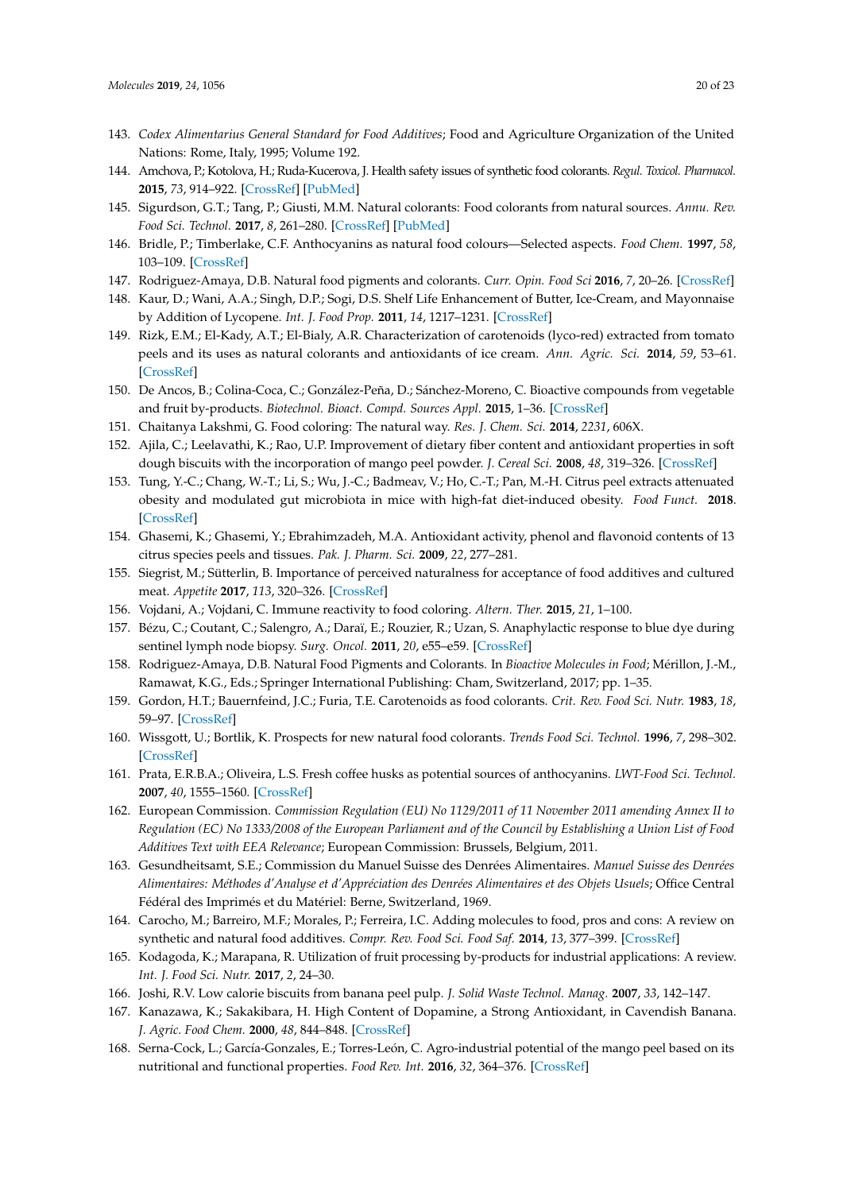143. *Codex Alimentarius General Standard for Food Additives*; Food and Agriculture Organization of the United Nations: Rome, Italy, 1995; Volume 192.
144. Amchova, P.; Kotolova, H.; Ruda-Kucerova, J. Health safety issues of synthetic food colorants. *Regul. Toxicol. Pharmacol.* **2015**, *73*, 914–922. [CrossRef] [PubMed]
145. Sigurdson, G.T.; Tang, P.; Giusti, M.M. Natural colorants: Food colorants from natural sources. *Annu. Rev. Food Sci. Technol.* **2017**, *8*, 261–280. [CrossRef] [PubMed]
146. Bridle, P.; Timberlake, C.F. Anthocyanins as natural food colours—Selected aspects. *Food Chem.* **1997**, *58*, 103–109. [CrossRef]
147. Rodriguez-Amaya, D.B. Natural food pigments and colorants. *Curr. Opin. Food Sci* **2016**, *7*, 20–26. [CrossRef]
148. Kaur, D.; Wani, A.A.; Singh, D.P.; Sogi, D.S. Shelf Life Enhancement of Butter, Ice-Cream, and Mayonnaise by Addition of Lycopene. *Int. J. Food Prop.* **2011**, *14*, 1217–1231. [CrossRef]
149. Rizk, E.M.; El-Kady, A.T.; El-Bialy, A.R. Characterization of carotenoids (lyco-red) extracted from tomato peels and its uses as natural colorants and antioxidants of ice cream. *Ann. Agric. Sci.* **2014**, *59*, 53–61. [CrossRef]
150. De Ancos, B.; Colina-Coca, C.; González-Peña, D.; Sánchez-Moreno, C. Bioactive compounds from vegetable and fruit by-products. *Biotechnol. Bioact. Compd. Sources Appl.* **2015**, 1–36. [CrossRef]
151. Chaitanya Lakshmi, G. Food coloring: The natural way. *Res. J. Chem. Sci.* **2014**, *2231*, 606X.
152. Ajila, C.; Leelavathi, K.; Rao, U.P. Improvement of dietary fiber content and antioxidant properties in soft dough biscuits with the incorporation of mango peel powder. *J. Cereal Sci.* **2008**, *48*, 319–326. [CrossRef]
153. Tung, Y.-C.; Chang, W.-T.; Li, S.; Wu, J.-C.; Badmeav, V.; Ho, C.-T.; Pan, M.-H. Citrus peel extracts attenuated obesity and modulated gut microbiota in mice with high-fat diet-induced obesity. *Food Funct.* **2018**. [CrossRef]
154. Ghasemi, K.; Ghasemi, Y.; Ebrahimzadeh, M.A. Antioxidant activity, phenol and flavonoid contents of 13 citrus species peels and tissues. *Pak. J. Pharm. Sci.* **2009**, *22*, 277–281.
155. Siegrist, M.; Sütterlin, B. Importance of perceived naturalness for acceptance of food additives and cultured meat. *Appetite* **2017**, *113*, 320–326. [CrossRef]
156. Vojdani, A.; Vojdani, C. Immune reactivity to food coloring. *Altern. Ther.* **2015**, *21*, 1–100.
157. Bézu, C.; Coutant, C.; Salengro, A.; Daraï, E.; Rouzier, R.; Uzan, S. Anaphylactic response to blue dye during sentinel lymph node biopsy. *Surg. Oncol.* **2011**, *20*, e55–e59. [CrossRef]
158. Rodriguez-Amaya, D.B. Natural Food Pigments and Colorants. In *Bioactive Molecules in Food*; Mérillon, J.-M., Ramawat, K.G., Eds.; Springer International Publishing: Cham, Switzerland, 2017; pp. 1–35.
159. Gordon, H.T.; Bauernfeind, J.C.; Furia, T.E. Carotenoids as food colorants. *Crit. Rev. Food Sci. Nutr.* **1983**, *18*, 59–97. [CrossRef]
160. Wissgott, U.; Bortlik, K. Prospects for new natural food colorants. *Trends Food Sci. Technol.* **1996**, *7*, 298–302. [CrossRef]
161. Prata, E.R.B.A.; Oliveira, L.S. Fresh coffee husks as potential sources of anthocyanins. *LWT-Food Sci. Technol.* **2007**, *40*, 1555–1560. [CrossRef]
162. European Commission. *Commission Regulation (EU) No 1129/2011 of 11 November 2011 amending Annex II to Regulation (EC) No 1333/2008 of the European Parliament and of the Council by Establishing a Union List of Food Additives Text with EEA Relevance*; European Commission: Brussels, Belgium, 2011.
163. Gesundheitsamt, S.E.; Commission du Manuel Suisse des Denrées Alimentaires. *Manuel Suisse des Denrées Alimentaires: Méthodes d'Analyse et d'Appréciation des Denrées Alimentaires et des Objets Usuels*; Office Central Fédéral des Imprimés et du Matériel: Berne, Switzerland, 1969.
164. Carocho, M.; Barreiro, M.F.; Morales, P.; Ferreira, I.C. Adding molecules to food, pros and cons: A review on synthetic and natural food additives. *Compr. Rev. Food Sci. Food Saf.* **2014**, *13*, 377–399. [CrossRef]
165. Kodagoda, K.; Marapana, R. Utilization of fruit processing by-products for industrial applications: A review. *Int. J. Food Sci. Nutr.* **2017**, *2*, 24–30.
166. Joshi, R.V. Low calorie biscuits from banana peel pulp. *J. Solid Waste Technol. Manag.* **2007**, *33*, 142–147.
167. Kanazawa, K.; Sakakibara, H. High Content of Dopamine, a Strong Antioxidant, in Cavendish Banana. *J. Agric. Food Chem.* **2000**, *48*, 844–848. [CrossRef]
168. Serna-Cock, L.; García-Gonzales, E.; Torres-León, C. Agro-industrial potential of the mango peel based on its nutritional and functional properties. *Food Rev. Int.* **2016**, *32*, 364–376. [CrossRef]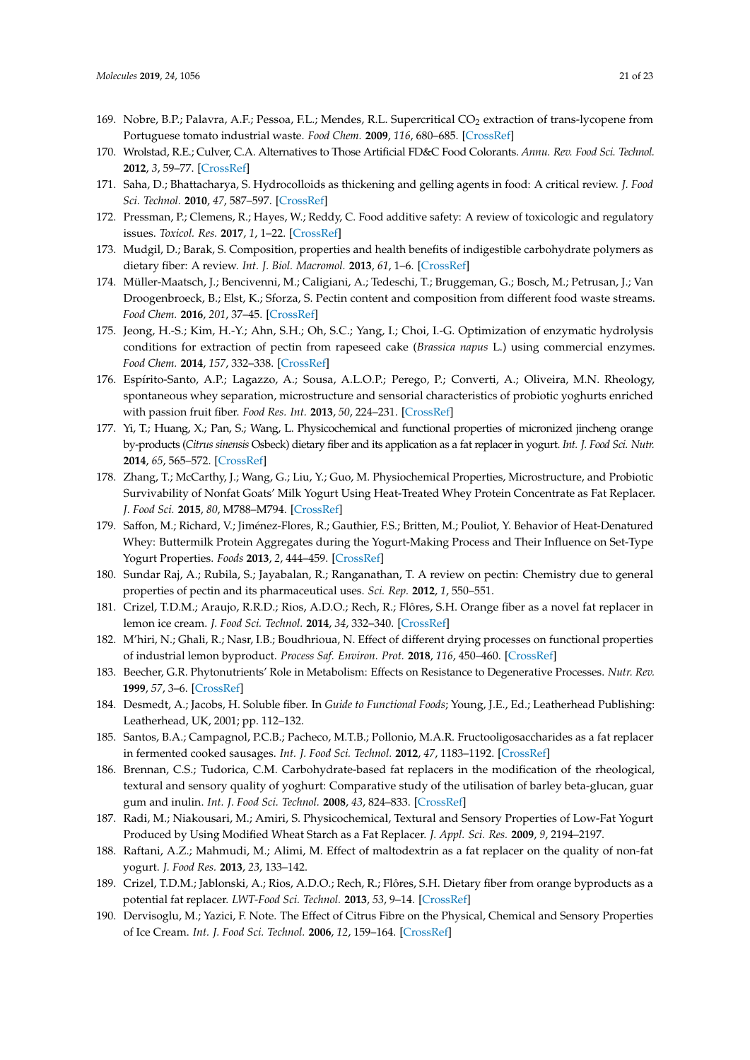169. Nobre, B.P.; Palavra, A.F.; Pessoa, F.L.; Mendes, R.L. Supercritical $CO_2$ extraction of trans-lycopene from Portuguese tomato industrial waste. *Food Chem.* **2009**, *116*, 680–685. [CrossRef]
170. Wrolstad, R.E.; Culver, C.A. Alternatives to Those Artificial FD&C Food Colorants. *Annu. Rev. Food Sci. Technol.* **2012**, *3*, 59–77. [CrossRef]
171. Saha, D.; Bhattacharya, S. Hydrocolloids as thickening and gelling agents in food: A critical review. *J. Food Sci. Technol.* **2010**, *47*, 587–597. [CrossRef]
172. Pressman, P.; Clemens, R.; Hayes, W.; Reddy, C. Food additive safety: A review of toxicologic and regulatory issues. *Toxicol. Res.* **2017**, *1*, 1–22. [CrossRef]
173. Mudgil, D.; Barak, S. Composition, properties and health benefits of indigestible carbohydrate polymers as dietary fiber: A review. *Int. J. Biol. Macromol.* **2013**, *61*, 1–6. [CrossRef]
174. Müller-Maatsch, J.; Bencivenni, M.; Caligiani, A.; Tedeschi, T.; Bruggeman, G.; Bosch, M.; Petrusan, J.; Van Droogenbroeck, B.; Elst, K.; Sforza, S. Pectin content and composition from different food waste streams. *Food Chem.* **2016**, *201*, 37–45. [CrossRef]
175. Jeong, H.-S.; Kim, H.-Y.; Ahn, S.H.; Oh, S.C.; Yang, I.; Choi, I.-G. Optimization of enzymatic hydrolysis conditions for extraction of pectin from rapeseed cake (*Brassica napus* L.) using commercial enzymes. *Food Chem.* **2014**, *157*, 332–338. [CrossRef]
176. Espírito-Santo, A.P.; Lagazzo, A.; Sousa, A.L.O.P.; Perego, P.; Converti, A.; Oliveira, M.N. Rheology, spontaneous whey separation, microstructure and sensorial characteristics of probiotic yoghurts enriched with passion fruit fiber. *Food Res. Int.* **2013**, *50*, 224–231. [CrossRef]
177. Yi, T.; Huang, X.; Pan, S.; Wang, L. Physicochemical and functional properties of micronized jincheng orange by-products (*Citrus sinensis* Osbeck) dietary fiber and its application as a fat replacer in yogurt. *Int. J. Food Sci. Nutr.* **2014**, *65*, 565–572. [CrossRef]
178. Zhang, T.; McCarthy, J.; Wang, G.; Liu, Y.; Guo, M. Physiochemical Properties, Microstructure, and Probiotic Survivability of Nonfat Goats' Milk Yogurt Using Heat-Treated Whey Protein Concentrate as Fat Replacer. *J. Food Sci.* **2015**, *80*, M788–M794. [CrossRef]
179. Saffon, M.; Richard, V.; Jiménez-Flores, R.; Gauthier, F.S.; Britten, M.; Pouliot, Y. Behavior of Heat-Denatured Whey: Buttermilk Protein Aggregates during the Yogurt-Making Process and Their Influence on Set-Type Yogurt Properties. *Foods* **2013**, *2*, 444–459. [CrossRef]
180. Sundar Raj, A.; Rubila, S.; Jayabalan, R.; Ranganathan, T. A review on pectin: Chemistry due to general properties of pectin and its pharmaceutical uses. *Sci. Rep.* **2012**, *1*, 550–551.
181. Crizel, T.D.M.; Araujo, R.R.D.; Rios, A.D.O.; Rech, R.; Flôres, S.H. Orange fiber as a novel fat replacer in lemon ice cream. *J. Food Sci. Technol.* **2014**, *34*, 332–340. [CrossRef]
182. M'hiri, N.; Ghali, R.; Nasr, I.B.; Boudhrioua, N. Effect of different drying processes on functional properties of industrial lemon byproduct. *Process Saf. Environ. Prot.* **2018**, *116*, 450–460. [CrossRef]
183. Beecher, G.R. Phytonutrients' Role in Metabolism: Effects on Resistance to Degenerative Processes. *Nutr. Rev.* **1999**, *57*, 3–6. [CrossRef]
184. Desmedt, A.; Jacobs, H. Soluble fiber. In *Guide to Functional Foods*; Young, J.E., Ed.; Leatherhead Publishing: Leatherhead, UK, 2001; pp. 112–132.
185. Santos, B.A.; Campagnol, P.C.B.; Pacheco, M.T.B.; Pollonio, M.A.R. Fructooligosaccharides as a fat replacer in fermented cooked sausages. *Int. J. Food Sci. Technol.* **2012**, *47*, 1183–1192. [CrossRef]
186. Brennan, C.S.; Tudorica, C.M. Carbohydrate-based fat replacers in the modification of the rheological, textural and sensory quality of yoghurt: Comparative study of the utilisation of barley beta-glucan, guar gum and inulin. *Int. J. Food Sci. Technol.* **2008**, *43*, 824–833. [CrossRef]
187. Radi, M.; Niakousari, M.; Amiri, S. Physicochemical, Textural and Sensory Properties of Low-Fat Yogurt Produced by Using Modified Wheat Starch as a Fat Replacer. *J. Appl. Sci. Res.* **2009**, *9*, 2194–2197.
188. Raftani, A.Z.; Mahmudi, M.; Alimi, M. Effect of maltodextrin as a fat replacer on the quality of non-fat yogurt. *J. Food Res.* **2013**, *23*, 133–142.
189. Crizel, T.D.M.; Jablonski, A.; Rios, A.D.O.; Rech, R.; Flôres, S.H. Dietary fiber from orange byproducts as a potential fat replacer. *LWT-Food Sci. Technol.* **2013**, *53*, 9–14. [CrossRef]
190. Dervisoglu, M.; Yazici, F. Note. The Effect of Citrus Fibre on the Physical, Chemical and Sensory Properties of Ice Cream. *Int. J. Food Sci. Technol.* **2006**, *12*, 159–164. [CrossRef]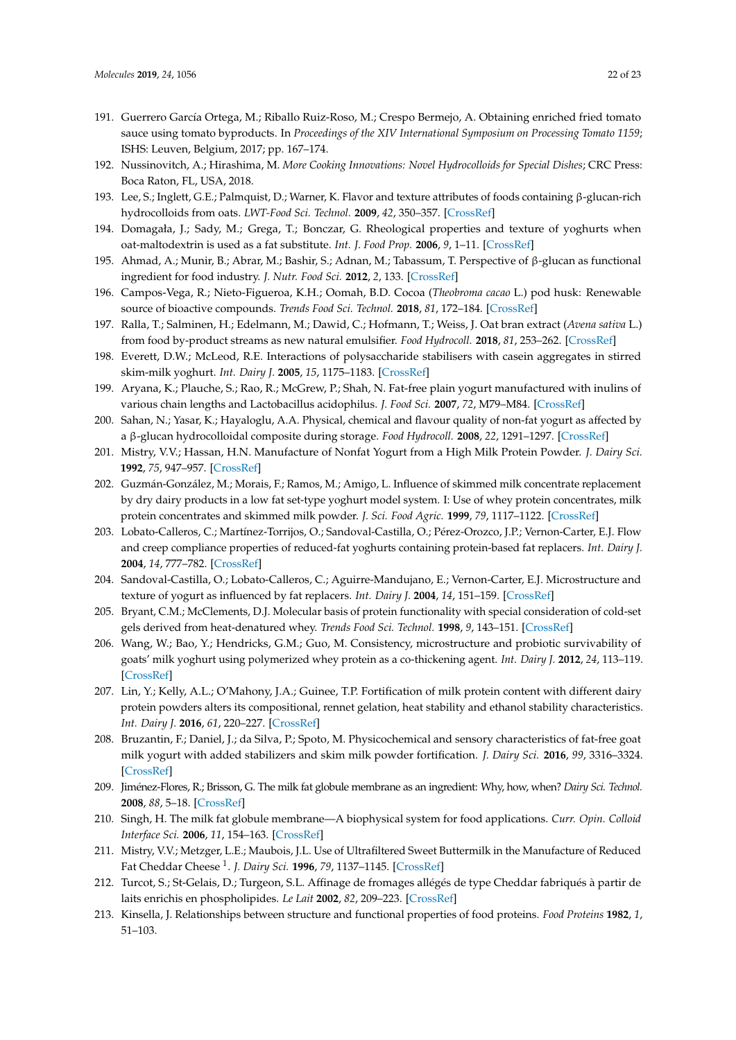191. Guerrero García Ortega, M.; Riballo Ruiz-Roso, M.; Crespo Bermejo, A. Obtaining enriched fried tomato sauce using tomato byproducts. In *Proceedings of the XIV International Symposium on Processing Tomato 1159*; ISHS: Leuven, Belgium, 2017; pp. 167–174.
192. Nussinovitch, A.; Hirashima, M. *More Cooking Innovations: Novel Hydrocolloids for Special Dishes*; CRC Press: Boca Raton, FL, USA, 2018.
193. Lee, S.; Inglett, G.E.; Palmquist, D.; Warner, K. Flavor and texture attributes of foods containing β-glucan-rich hydrocolloids from oats. *LWT-Food Sci. Technol.* **2009**, *42*, 350–357. [CrossRef]
194. Domagała, J.; Sady, M.; Grega, T.; Bonczar, G. Rheological properties and texture of yoghurts when oat-maltodextrin is used as a fat substitute. *Int. J. Food Prop.* **2006**, *9*, 1–11. [CrossRef]
195. Ahmad, A.; Munir, B.; Abrar, M.; Bashir, S.; Adnan, M.; Tabassum, T. Perspective of β-glucan as functional ingredient for food industry. *J. Nutr. Food Sci.* **2012**, *2*, 133. [CrossRef]
196. Campos-Vega, R.; Nieto-Figueroa, K.H.; Oomah, B.D. Cocoa (*Theobroma cacao* L.) pod husk: Renewable source of bioactive compounds. *Trends Food Sci. Technol.* **2018**, *81*, 172–184. [CrossRef]
197. Ralla, T.; Salminen, H.; Edelmann, M.; Dawid, C.; Hofmann, T.; Weiss, J. Oat bran extract (*Avena sativa* L.) from food by-product streams as new natural emulsifier. *Food Hydrocoll.* **2018**, *81*, 253–262. [CrossRef]
198. Everett, D.W.; McLeod, R.E. Interactions of polysaccharide stabilisers with casein aggregates in stirred skim-milk yoghurt. *Int. Dairy J.* **2005**, *15*, 1175–1183. [CrossRef]
199. Aryana, K.; Plauche, S.; Rao, R.; McGrew, P.; Shah, N. Fat-free plain yogurt manufactured with inulins of various chain lengths and Lactobacillus acidophilus. *J. Food Sci.* **2007**, *72*, M79–M84. [CrossRef]
200. Sahan, N.; Yasar, K.; Hayaloglu, A.A. Physical, chemical and flavour quality of non-fat yogurt as affected by a β-glucan hydrocolloidal composite during storage. *Food Hydrocoll.* **2008**, *22*, 1291–1297. [CrossRef]
201. Mistry, V.V.; Hassan, H.N. Manufacture of Nonfat Yogurt from a High Milk Protein Powder. *J. Dairy Sci.* **1992**, *75*, 947–957. [CrossRef]
202. Guzmán-González, M.; Morais, F.; Ramos, M.; Amigo, L. Influence of skimmed milk concentrate replacement by dry dairy products in a low fat set-type yoghurt model system. I: Use of whey protein concentrates, milk protein concentrates and skimmed milk powder. *J. Sci. Food Agric.* **1999**, *79*, 1117–1122. [CrossRef]
203. Lobato-Calleros, C.; Martínez-Torrijos, O.; Sandoval-Castilla, O.; Pérez-Orozco, J.P.; Vernon-Carter, E.J. Flow and creep compliance properties of reduced-fat yoghurts containing protein-based fat replacers. *Int. Dairy J.* **2004**, *14*, 777–782. [CrossRef]
204. Sandoval-Castilla, O.; Lobato-Calleros, C.; Aguirre-Mandujano, E.; Vernon-Carter, E.J. Microstructure and texture of yogurt as influenced by fat replacers. *Int. Dairy J.* **2004**, *14*, 151–159. [CrossRef]
205. Bryant, C.M.; McClements, D.J. Molecular basis of protein functionality with special consideration of cold-set gels derived from heat-denatured whey. *Trends Food Sci. Technol.* **1998**, *9*, 143–151. [CrossRef]
206. Wang, W.; Bao, Y.; Hendricks, G.M.; Guo, M. Consistency, microstructure and probiotic survivability of goats' milk yoghurt using polymerized whey protein as a co-thickening agent. *Int. Dairy J.* **2012**, *24*, 113–119. [CrossRef]
207. Lin, Y.; Kelly, A.L.; O'Mahony, J.A.; Guinee, T.P. Fortification of milk protein content with different dairy protein powders alters its compositional, rennet gelation, heat stability and ethanol stability characteristics. *Int. Dairy J.* **2016**, *61*, 220–227. [CrossRef]
208. Bruzantin, F.; Daniel, J.; da Silva, P.; Spoto, M. Physicochemical and sensory characteristics of fat-free goat milk yogurt with added stabilizers and skim milk powder fortification. *J. Dairy Sci.* **2016**, *99*, 3316–3324. [CrossRef]
209. Jiménez-Flores, R.; Brisson, G. The milk fat globule membrane as an ingredient: Why, how, when? *Dairy Sci. Technol.* **2008**, *88*, 5–18. [CrossRef]
210. Singh, H. The milk fat globule membrane—A biophysical system for food applications. *Curr. Opin. Colloid Interface Sci.* **2006**, *11*, 154–163. [CrossRef]
211. Mistry, V.V.; Metzger, L.E.; Maubois, J.L. Use of Ultrafiltered Sweet Buttermilk in the Manufacture of Reduced Fat Cheddar Cheese [1]. *J. Dairy Sci.* **1996**, *79*, 1137–1145. [CrossRef]
212. Turcot, S.; St-Gelais, D.; Turgeon, S.L. Affinage de fromages allégés de type Cheddar fabriqués à partir de laits enrichis en phospholipides. *Le Lait* **2002**, *82*, 209–223. [CrossRef]
213. Kinsella, J. Relationships between structure and functional properties of food proteins. *Food Proteins* **1982**, *1*, 51–103.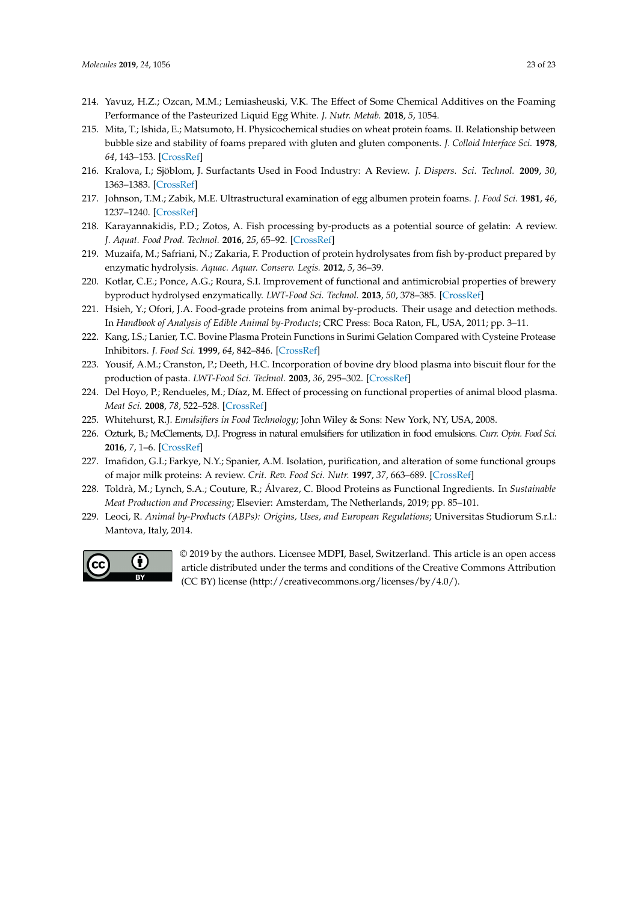214. Yavuz, H.Z.; Ozcan, M.M.; Lemiasheuski, V.K. The Effect of Some Chemical Additives on the Foaming Performance of the Pasteurized Liquid Egg White. *J. Nutr. Metab.* **2018**, *5*, 1054.
215. Mita, T.; Ishida, E.; Matsumoto, H. Physicochemical studies on wheat protein foams. II. Relationship between bubble size and stability of foams prepared with gluten and gluten components. *J. Colloid Interface Sci.* **1978**, *64*, 143–153. [CrossRef]
216. Kralova, I.; Sjöblom, J. Surfactants Used in Food Industry: A Review. *J. Dispers. Sci. Technol.* **2009**, *30*, 1363–1383. [CrossRef]
217. Johnson, T.M.; Zabik, M.E. Ultrastructural examination of egg albumen protein foams. *J. Food Sci.* **1981**, *46*, 1237–1240. [CrossRef]
218. Karayannakidis, P.D.; Zotos, A. Fish processing by-products as a potential source of gelatin: A review. *J. Aquat. Food Prod. Technol.* **2016**, *25*, 65–92. [CrossRef]
219. Muzaifa, M.; Safriani, N.; Zakaria, F. Production of protein hydrolysates from fish by-product prepared by enzymatic hydrolysis. *Aquac. Aquar. Conserv. Legis.* **2012**, *5*, 36–39.
220. Kotlar, C.E.; Ponce, A.G.; Roura, S.I. Improvement of functional and antimicrobial properties of brewery byproduct hydrolysed enzymatically. *LWT-Food Sci. Technol.* **2013**, *50*, 378–385. [CrossRef]
221. Hsieh, Y.; Ofori, J.A. Food-grade proteins from animal by-products. Their usage and detection methods. In *Handbook of Analysis of Edible Animal by-Products*; CRC Press: Boca Raton, FL, USA, 2011; pp. 3–11.
222. Kang, I.S.; Lanier, T.C. Bovine Plasma Protein Functions in Surimi Gelation Compared with Cysteine Protease Inhibitors. *J. Food Sci.* **1999**, *64*, 842–846. [CrossRef]
223. Yousif, A.M.; Cranston, P.; Deeth, H.C. Incorporation of bovine dry blood plasma into biscuit flour for the production of pasta. *LWT-Food Sci. Technol.* **2003**, *36*, 295–302. [CrossRef]
224. Del Hoyo, P.; Rendueles, M.; Díaz, M. Effect of processing on functional properties of animal blood plasma. *Meat Sci.* **2008**, *78*, 522–528. [CrossRef]
225. Whitehurst, R.J. *Emulsifiers in Food Technology*; John Wiley & Sons: New York, NY, USA, 2008.
226. Ozturk, B.; McClements, D.J. Progress in natural emulsifiers for utilization in food emulsions. *Curr. Opin. Food Sci.* **2016**, *7*, 1–6. [CrossRef]
227. Imafidon, G.I.; Farkye, N.Y.; Spanier, A.M. Isolation, purification, and alteration of some functional groups of major milk proteins: A review. *Crit. Rev. Food Sci. Nutr.* **1997**, *37*, 663–689. [CrossRef]
228. Toldrà, M.; Lynch, S.A.; Couture, R.; Álvarez, C. Blood Proteins as Functional Ingredients. In *Sustainable Meat Production and Processing*; Elsevier: Amsterdam, The Netherlands, 2019; pp. 85–101.
229. Leoci, R. *Animal by-Products (ABPs): Origins, Uses, and European Regulations*; Universitas Studiorum S.r.l.: Mantova, Italy, 2014.

© 2019 by the authors. Licensee MDPI, Basel, Switzerland. This article is an open access article distributed under the terms and conditions of the Creative Commons Attribution (CC BY) license (http://creativecommons.org/licenses/by/4.0/).